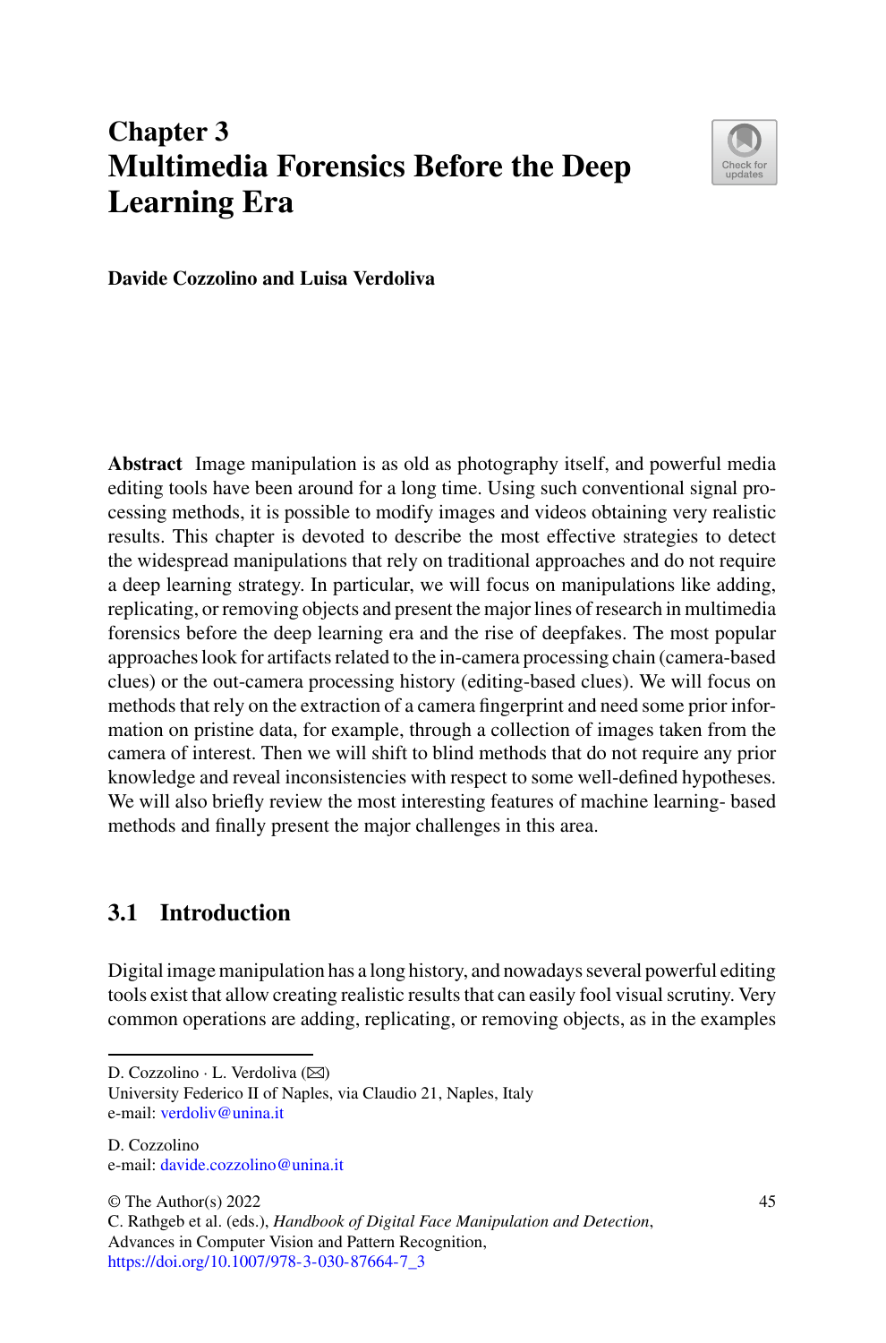# Chapter 3
# Multimedia Forensics Before the Deep Learning Era

**Davide Cozzolino and Luisa Verdoliva**

**Abstract** Image manipulation is as old as photography itself, and powerful media editing tools have been around for a long time. Using such conventional signal processing methods, it is possible to modify images and videos obtaining very realistic results. This chapter is devoted to describe the most effective strategies to detect the widespread manipulations that rely on traditional approaches and do not require a deep learning strategy. In particular, we will focus on manipulations like adding, replicating, or removing objects and present the major lines of research in multimedia forensics before the deep learning era and the rise of deepfakes. The most popular approaches look for artifacts related to the in-camera processing chain (camera-based clues) or the out-camera processing history (editing-based clues). We will focus on methods that rely on the extraction of a camera fingerprint and need some prior information on pristine data, for example, through a collection of images taken from the camera of interest. Then we will shift to blind methods that do not require any prior knowledge and reveal inconsistencies with respect to some well-defined hypotheses. We will also briefly review the most interesting features of machine learning- based methods and finally present the major challenges in this area.

## 3.1 Introduction

Digital image manipulation has a long history, and nowadays several powerful editing tools exist that allow creating realistic results that can easily fool visual scrutiny. Very common operations are adding, replicating, or removing objects, as in the examples

---

D. Cozzolino · L. Verdoliva (✉)
University Federico II of Naples, via Claudio 21, Naples, Italy
e-mail: verdoliv@unina.it

D. Cozzolino
e-mail: davide.cozzolino@unina.it

© The Author(s) 2022
C. Rathgeb et al. (eds.), *Handbook of Digital Face Manipulation and Detection*, Advances in Computer Vision and Pattern Recognition,
https://doi.org/10.1007/978-3-030-87664-7_3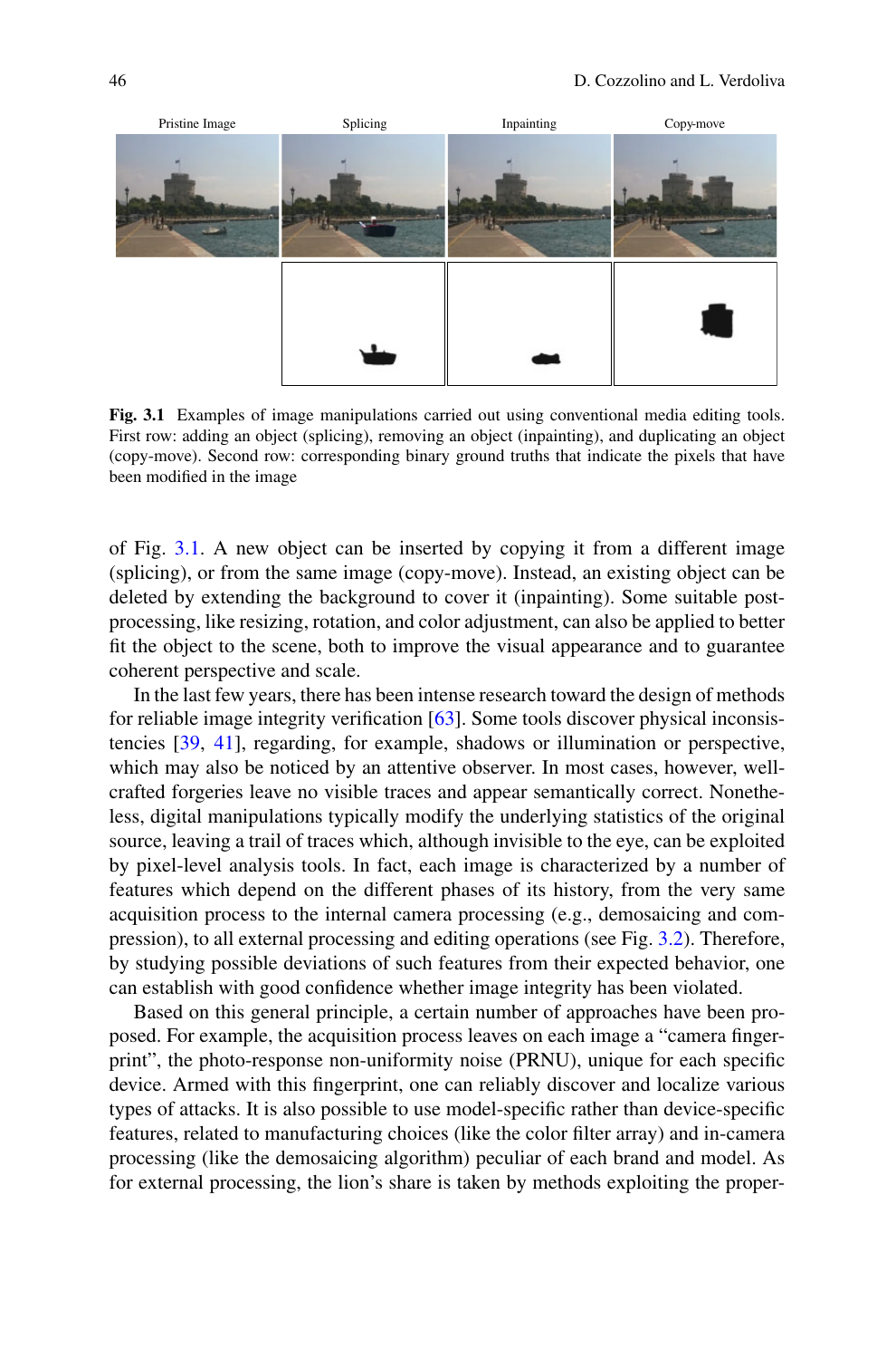Pristine Image | Splicing | Inpainting | Copy-move

**Fig. 3.1** Examples of image manipulations carried out using conventional media editing tools. First row: adding an object (splicing), removing an object (inpainting), and duplicating an object (copy-move). Second row: corresponding binary ground truths that indicate the pixels that have been modified in the image

of Fig. 3.1. A new object can be inserted by copying it from a different image (splicing), or from the same image (copy-move). Instead, an existing object can be deleted by extending the background to cover it (inpainting). Some suitable post-processing, like resizing, rotation, and color adjustment, can also be applied to better fit the object to the scene, both to improve the visual appearance and to guarantee coherent perspective and scale.

In the last few years, there has been intense research toward the design of methods for reliable image integrity verification [63]. Some tools discover physical inconsistencies [39, 41], regarding, for example, shadows or illumination or perspective, which may also be noticed by an attentive observer. In most cases, however, well-crafted forgeries leave no visible traces and appear semantically correct. Nonetheless, digital manipulations typically modify the underlying statistics of the original source, leaving a trail of traces which, although invisible to the eye, can be exploited by pixel-level analysis tools. In fact, each image is characterized by a number of features which depend on the different phases of its history, from the very same acquisition process to the internal camera processing (e.g., demosaicing and compression), to all external processing and editing operations (see Fig. 3.2). Therefore, by studying possible deviations of such features from their expected behavior, one can establish with good confidence whether image integrity has been violated.

Based on this general principle, a certain number of approaches have been proposed. For example, the acquisition process leaves on each image a "camera fingerprint", the photo-response non-uniformity noise (PRNU), unique for each specific device. Armed with this fingerprint, one can reliably discover and localize various types of attacks. It is also possible to use model-specific rather than device-specific features, related to manufacturing choices (like the color filter array) and in-camera processing (like the demosaicing algorithm) peculiar of each brand and model. As for external processing, the lion's share is taken by methods exploiting the proper-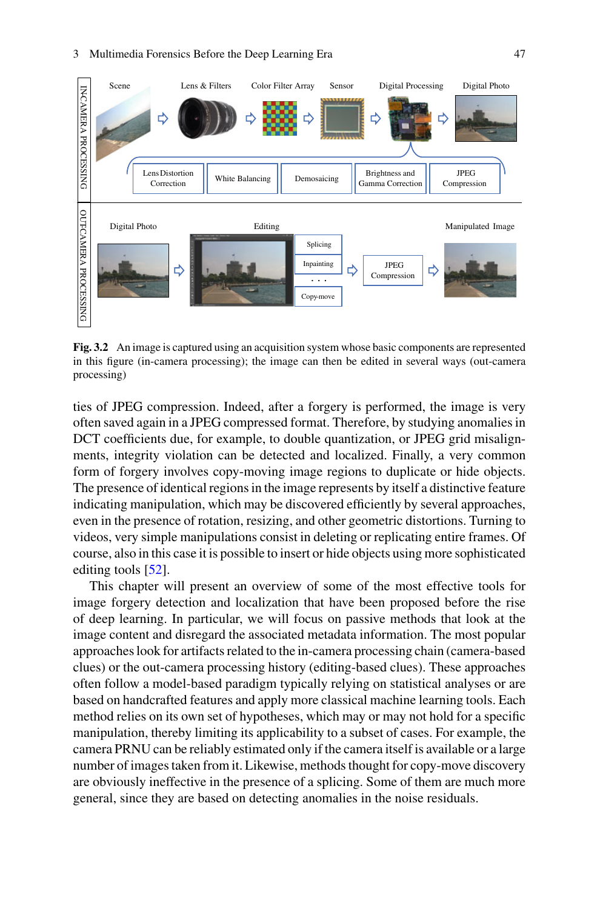IN CAMERA PROCESSING

Scene

Lens & Filters

Color Filter Array

Sensor

Digital Processing

Digital Photo

Lens Distortion Correction

White Balancing

Demosaicing

Brightness and Gamma Correction

JPEG Compression

OUTCAMERA PROCESSING

Digital Photo

Editing

Splicing

Inpainting

. . .

Copy-move

JPEG Compression

Manipulated Image

**Fig. 3.2** An image is captured using an acquisition system whose basic components are represented in this figure (in-camera processing); the image can then be edited in several ways (out-camera processing)

ties of JPEG compression. Indeed, after a forgery is performed, the image is very often saved again in a JPEG compressed format. Therefore, by studying anomalies in DCT coefficients due, for example, to double quantization, or JPEG grid misalignments, integrity violation can be detected and localized. Finally, a very common form of forgery involves copy-moving image regions to duplicate or hide objects. The presence of identical regions in the image represents by itself a distinctive feature indicating manipulation, which may be discovered efficiently by several approaches, even in the presence of rotation, resizing, and other geometric distortions. Turning to videos, very simple manipulations consist in deleting or replicating entire frames. Of course, also in this case it is possible to insert or hide objects using more sophisticated editing tools [52].

This chapter will present an overview of some of the most effective tools for image forgery detection and localization that have been proposed before the rise of deep learning. In particular, we will focus on passive methods that look at the image content and disregard the associated metadata information. The most popular approaches look for artifacts related to the in-camera processing chain (camera-based clues) or the out-camera processing history (editing-based clues). These approaches often follow a model-based paradigm typically relying on statistical analyses or are based on handcrafted features and apply more classical machine learning tools. Each method relies on its own set of hypotheses, which may or may not hold for a specific manipulation, thereby limiting its applicability to a subset of cases. For example, the camera PRNU can be reliably estimated only if the camera itself is available or a large number of images taken from it. Likewise, methods thought for copy-move discovery are obviously ineffective in the presence of a splicing. Some of them are much more general, since they are based on detecting anomalies in the noise residuals.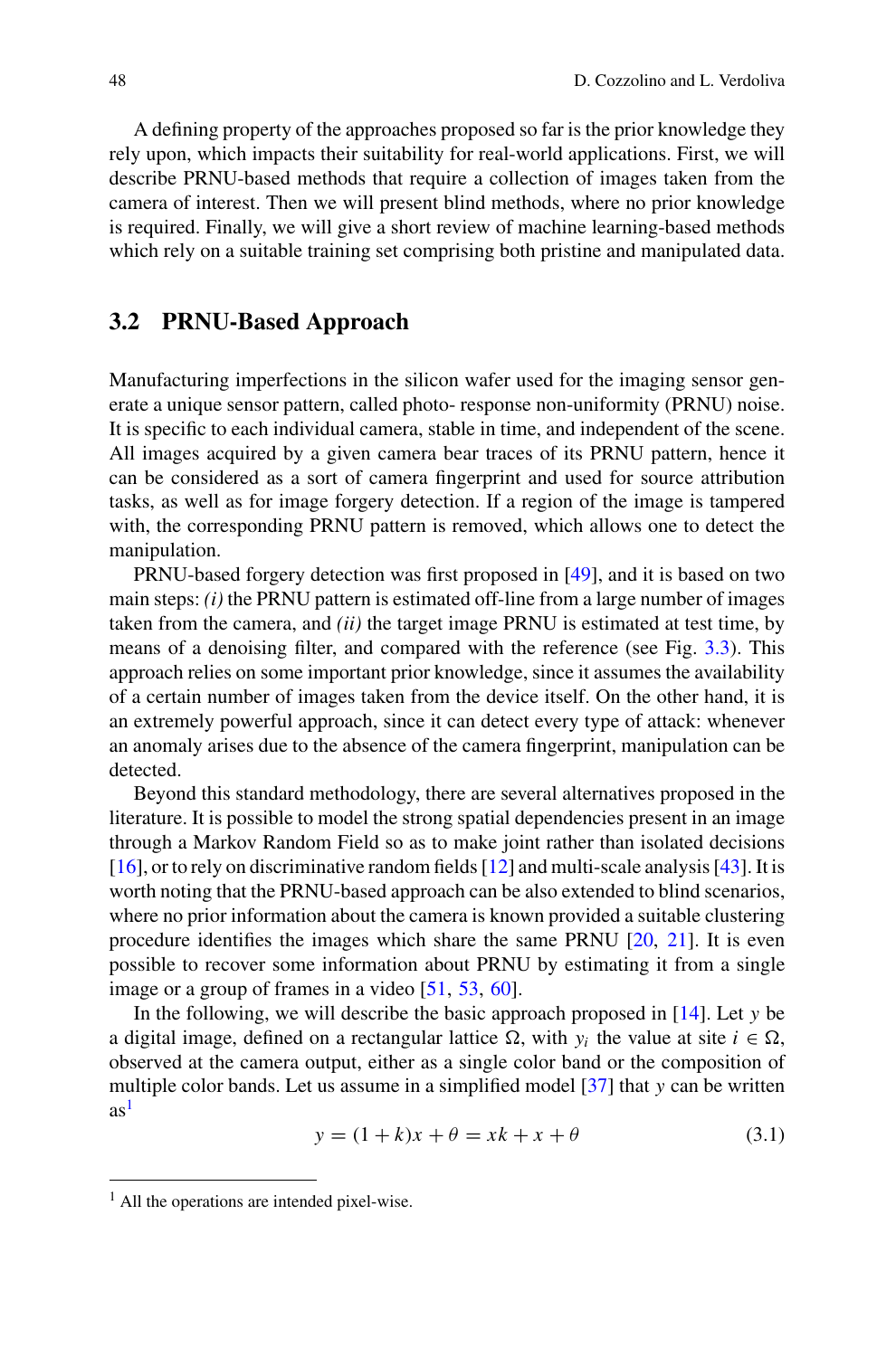A defining property of the approaches proposed so far is the prior knowledge they rely upon, which impacts their suitability for real-world applications. First, we will describe PRNU-based methods that require a collection of images taken from the camera of interest. Then we will present blind methods, where no prior knowledge is required. Finally, we will give a short review of machine learning-based methods which rely on a suitable training set comprising both pristine and manipulated data.

## 3.2 PRNU-Based Approach

Manufacturing imperfections in the silicon wafer used for the imaging sensor generate a unique sensor pattern, called photo- response non-uniformity (PRNU) noise. It is specific to each individual camera, stable in time, and independent of the scene. All images acquired by a given camera bear traces of its PRNU pattern, hence it can be considered as a sort of camera fingerprint and used for source attribution tasks, as well as for image forgery detection. If a region of the image is tampered with, the corresponding PRNU pattern is removed, which allows one to detect the manipulation.

PRNU-based forgery detection was first proposed in [49], and it is based on two main steps: *(i)* the PRNU pattern is estimated off-line from a large number of images taken from the camera, and *(ii)* the target image PRNU is estimated at test time, by means of a denoising filter, and compared with the reference (see Fig. 3.3). This approach relies on some important prior knowledge, since it assumes the availability of a certain number of images taken from the device itself. On the other hand, it is an extremely powerful approach, since it can detect every type of attack: whenever an anomaly arises due to the absence of the camera fingerprint, manipulation can be detected.

Beyond this standard methodology, there are several alternatives proposed in the literature. It is possible to model the strong spatial dependencies present in an image through a Markov Random Field so as to make joint rather than isolated decisions [16], or to rely on discriminative random fields [12] and multi-scale analysis [43]. It is worth noting that the PRNU-based approach can be also extended to blind scenarios, where no prior information about the camera is known provided a suitable clustering procedure identifies the images which share the same PRNU [20, 21]. It is even possible to recover some information about PRNU by estimating it from a single image or a group of frames in a video [51, 53, 60].

In the following, we will describe the basic approach proposed in [14]. Let $y$ be a digital image, defined on a rectangular lattice $\Omega$, with $y_i$ the value at site $i \in \Omega$, observed at the camera output, either as a single color band or the composition of multiple color bands. Let us assume in a simplified model [37] that $y$ can be written as[1]

$$y = (1 + k)x + \theta = xk + x + \theta \tag{3.1}$$

[1] All the operations are intended pixel-wise.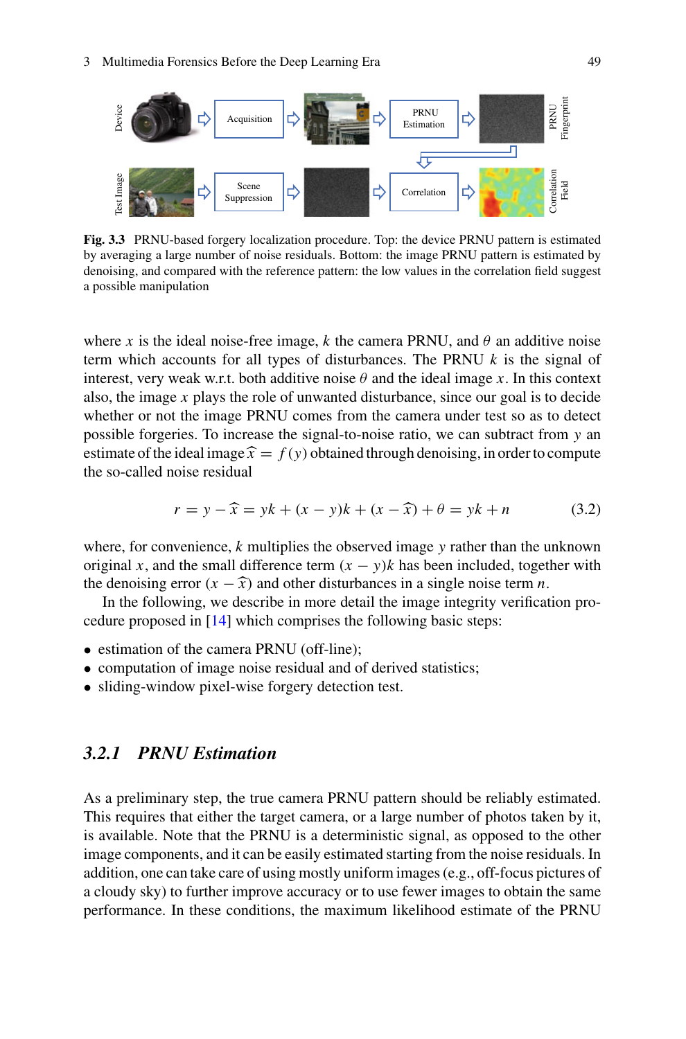Fig. 3.3 PRNU-based forgery localization procedure. Top: the device PRNU pattern is estimated by averaging a large number of noise residuals. Bottom: the image PRNU pattern is estimated by denoising, and compared with the reference pattern: the low values in the correlation field suggest a possible manipulation

where $x$ is the ideal noise-free image, $k$ the camera PRNU, and $\theta$ an additive noise term which accounts for all types of disturbances. The PRNU $k$ is the signal of interest, very weak w.r.t. both additive noise $\theta$ and the ideal image $x$. In this context also, the image $x$ plays the role of unwanted disturbance, since our goal is to decide whether or not the image PRNU comes from the camera under test so as to detect possible forgeries. To increase the signal-to-noise ratio, we can subtract from $y$ an estimate of the ideal image $\widehat{x} = f(y)$ obtained through denoising, in order to compute the so-called noise residual

$$r = y - \widehat{x} = yk + (x - y)k + (x - \widehat{x}) + \theta = yk + n \tag{3.2}$$

where, for convenience, $k$ multiplies the observed image $y$ rather than the unknown original $x$, and the small difference term $(x - y)k$ has been included, together with the denoising error $(x - \widehat{x})$ and other disturbances in a single noise term $n$.

In the following, we describe in more detail the image integrity verification procedure proposed in [14] which comprises the following basic steps:

- estimation of the camera PRNU (off-line);
- computation of image noise residual and of derived statistics;
- sliding-window pixel-wise forgery detection test.

### 3.2.1 PRNU Estimation

As a preliminary step, the true camera PRNU pattern should be reliably estimated. This requires that either the target camera, or a large number of photos taken by it, is available. Note that the PRNU is a deterministic signal, as opposed to the other image components, and it can be easily estimated starting from the noise residuals. In addition, one can take care of using mostly uniform images (e.g., off-focus pictures of a cloudy sky) to further improve accuracy or to use fewer images to obtain the same performance. In these conditions, the maximum likelihood estimate of the PRNU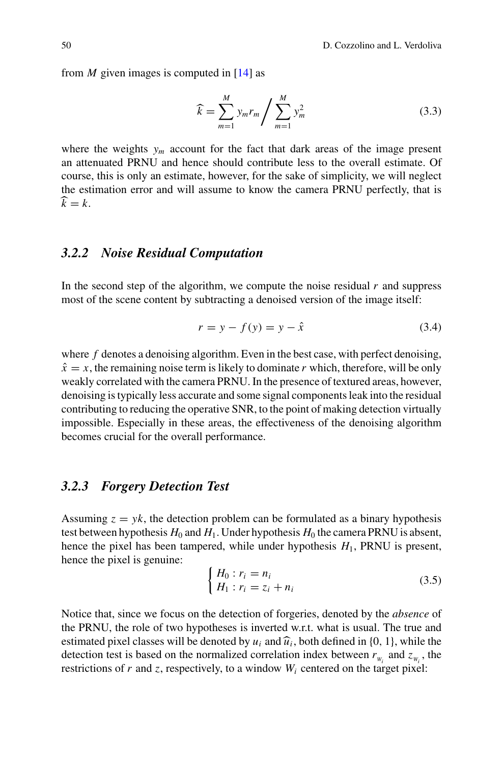from $M$ given images is computed in [14] as

$$\widehat{k} = \sum_{m=1}^{M} y_m r_m \bigg/ \sum_{m=1}^{M} y_m^2 \tag{3.3}$$

where the weights $y_m$ account for the fact that dark areas of the image present an attenuated PRNU and hence should contribute less to the overall estimate. Of course, this is only an estimate, however, for the sake of simplicity, we will neglect the estimation error and will assume to know the camera PRNU perfectly, that is $\widehat{k} = k$.

### 3.2.2 Noise Residual Computation

In the second step of the algorithm, we compute the noise residual $r$ and suppress most of the scene content by subtracting a denoised version of the image itself:

$$r = y - f(y) = y - \hat{x} \tag{3.4}$$

where $f$ denotes a denoising algorithm. Even in the best case, with perfect denoising, $\hat{x} = x$, the remaining noise term is likely to dominate $r$ which, therefore, will be only weakly correlated with the camera PRNU. In the presence of textured areas, however, denoising is typically less accurate and some signal components leak into the residual contributing to reducing the operative SNR, to the point of making detection virtually impossible. Especially in these areas, the effectiveness of the denoising algorithm becomes crucial for the overall performance.

### 3.2.3 Forgery Detection Test

Assuming $z = yk$, the detection problem can be formulated as a binary hypothesis test between hypothesis $H_0$ and $H_1$. Under hypothesis $H_0$ the camera PRNU is absent, hence the pixel has been tampered, while under hypothesis $H_1$, PRNU is present, hence the pixel is genuine:

$$\begin{cases} H_0 : r_i = n_i \\ H_1 : r_i = z_i + n_i \end{cases} \tag{3.5}$$

Notice that, since we focus on the detection of forgeries, denoted by the *absence* of the PRNU, the role of two hypotheses is inverted w.r.t. what is usual. The true and estimated pixel classes will be denoted by $u_i$ and $\widehat{u}_i$, both defined in {0, 1}, while the detection test is based on the normalized correlation index between $r_{W_i}$ and $z_{W_i}$, the restrictions of $r$ and $z$, respectively, to a window $W_i$ centered on the target pixel: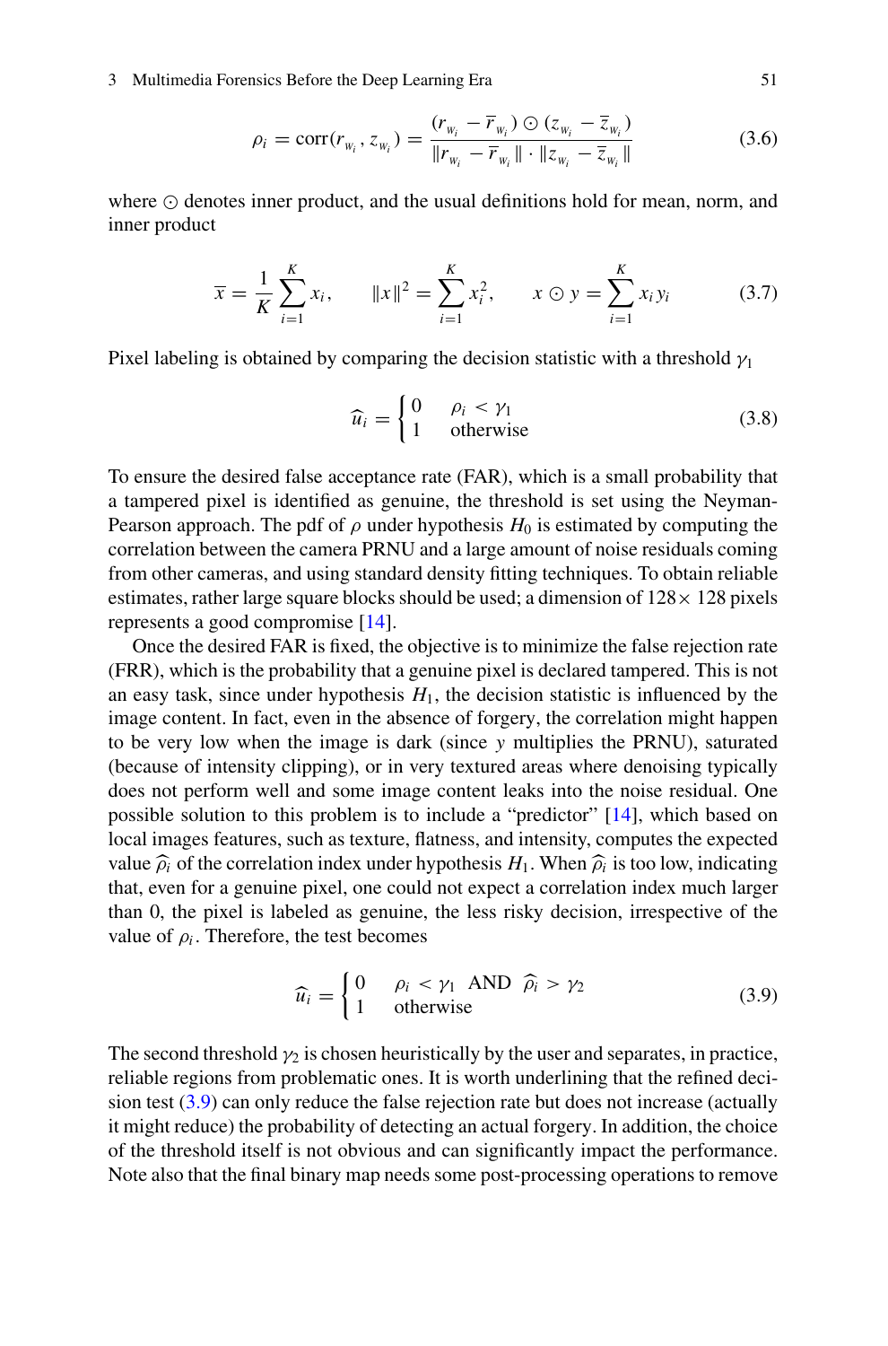$$\rho_i = \text{corr}(r_{W_i}, z_{W_i}) = \frac{(r_{W_i} - \overline{r}_{W_i}) \odot (z_{W_i} - \overline{z}_{W_i})}{\|r_{W_i} - \overline{r}_{W_i}\| \cdot \|z_{W_i} - \overline{z}_{W_i}\|} \tag{3.6}$$

where $\odot$ denotes inner product, and the usual definitions hold for mean, norm, and inner product

$$\overline{x} = \frac{1}{K}\sum_{i=1}^{K} x_i, \qquad \|x\|^2 = \sum_{i=1}^{K} x_i^2, \qquad x \odot y = \sum_{i=1}^{K} x_i y_i \tag{3.7}$$

Pixel labeling is obtained by comparing the decision statistic with a threshold $\gamma_1$

$$\widehat{u}_i = \begin{cases} 0 & \rho_i < \gamma_1 \\ 1 & \text{otherwise} \end{cases} \tag{3.8}$$

To ensure the desired false acceptance rate (FAR), which is a small probability that a tampered pixel is identified as genuine, the threshold is set using the Neyman-Pearson approach. The pdf of $\rho$ under hypothesis $H_0$ is estimated by computing the correlation between the camera PRNU and a large amount of noise residuals coming from other cameras, and using standard density fitting techniques. To obtain reliable estimates, rather large square blocks should be used; a dimension of $128\times 128$ pixels represents a good compromise [14].

Once the desired FAR is fixed, the objective is to minimize the false rejection rate (FRR), which is the probability that a genuine pixel is declared tampered. This is not an easy task, since under hypothesis $H_1$, the decision statistic is influenced by the image content. In fact, even in the absence of forgery, the correlation might happen to be very low when the image is dark (since $y$ multiplies the PRNU), saturated (because of intensity clipping), or in very textured areas where denoising typically does not perform well and some image content leaks into the noise residual. One possible solution to this problem is to include a "predictor" [14], which based on local images features, such as texture, flatness, and intensity, computes the expected value $\widehat{\rho}_i$ of the correlation index under hypothesis $H_1$. When $\widehat{\rho}_i$ is too low, indicating that, even for a genuine pixel, one could not expect a correlation index much larger than 0, the pixel is labeled as genuine, the less risky decision, irrespective of the value of $\rho_i$. Therefore, the test becomes

$$\widehat{u}_i = \begin{cases} 0 & \rho_i < \gamma_1 \ \text{AND} \ \widehat{\rho}_i > \gamma_2 \\ 1 & \text{otherwise} \end{cases} \tag{3.9}$$

The second threshold $\gamma_2$ is chosen heuristically by the user and separates, in practice, reliable regions from problematic ones. It is worth underlining that the refined decision test (3.9) can only reduce the false rejection rate but does not increase (actually it might reduce) the probability of detecting an actual forgery. In addition, the choice of the threshold itself is not obvious and can significantly impact the performance. Note also that the final binary map needs some post-processing operations to remove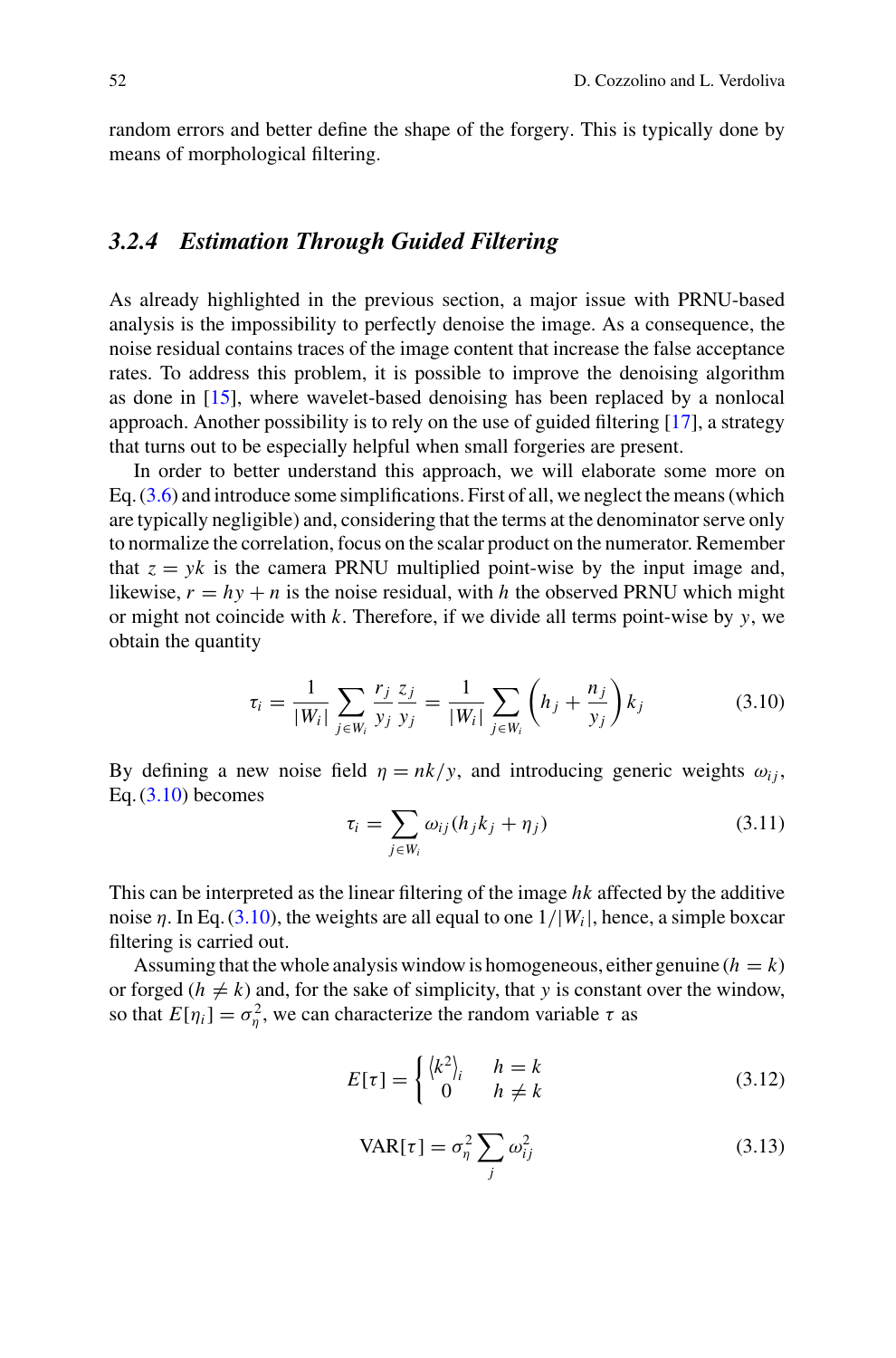random errors and better define the shape of the forgery. This is typically done by means of morphological filtering.

### *3.2.4 Estimation Through Guided Filtering*

As already highlighted in the previous section, a major issue with PRNU-based analysis is the impossibility to perfectly denoise the image. As a consequence, the noise residual contains traces of the image content that increase the false acceptance rates. To address this problem, it is possible to improve the denoising algorithm as done in [15], where wavelet-based denoising has been replaced by a nonlocal approach. Another possibility is to rely on the use of guided filtering [17], a strategy that turns out to be especially helpful when small forgeries are present.

In order to better understand this approach, we will elaborate some more on Eq. (3.6) and introduce some simplifications. First of all, we neglect the means (which are typically negligible) and, considering that the terms at the denominator serve only to normalize the correlation, focus on the scalar product on the numerator. Remember that $z = yk$ is the camera PRNU multiplied point-wise by the input image and, likewise, $r = hy + n$ is the noise residual, with $h$ the observed PRNU which might or might not coincide with $k$. Therefore, if we divide all terms point-wise by $y$, we obtain the quantity

$$\tau_i = \frac{1}{|W_i|} \sum_{j \in W_i} \frac{r_j}{y_j} \frac{z_j}{y_j} = \frac{1}{|W_i|} \sum_{j \in W_i} \left( h_j + \frac{n_j}{y_j} \right) k_j \tag{3.10}$$

By defining a new noise field $\eta = nk/y$, and introducing generic weights $\omega_{ij}$, Eq. (3.10) becomes

$$\tau_i = \sum_{j \in W_i} \omega_{ij} (h_j k_j + \eta_j) \tag{3.11}$$

This can be interpreted as the linear filtering of the image $hk$ affected by the additive noise $\eta$. In Eq. (3.10), the weights are all equal to one $1/|W_i|$, hence, a simple boxcar filtering is carried out.

Assuming that the whole analysis window is homogeneous, either genuine ($h = k$) or forged ($h \neq k$) and, for the sake of simplicity, that $y$ is constant over the window, so that $E[\eta_i] = \sigma_\eta^2$, we can characterize the random variable $\tau$ as

$$E[\tau] = \begin{cases} \langle k^2 \rangle_i & h = k \\ 0 & h \neq k \end{cases} \tag{3.12}$$

$$\text{VAR}[\tau] = \sigma_\eta^2 \sum_j \omega_{ij}^2 \tag{3.13}$$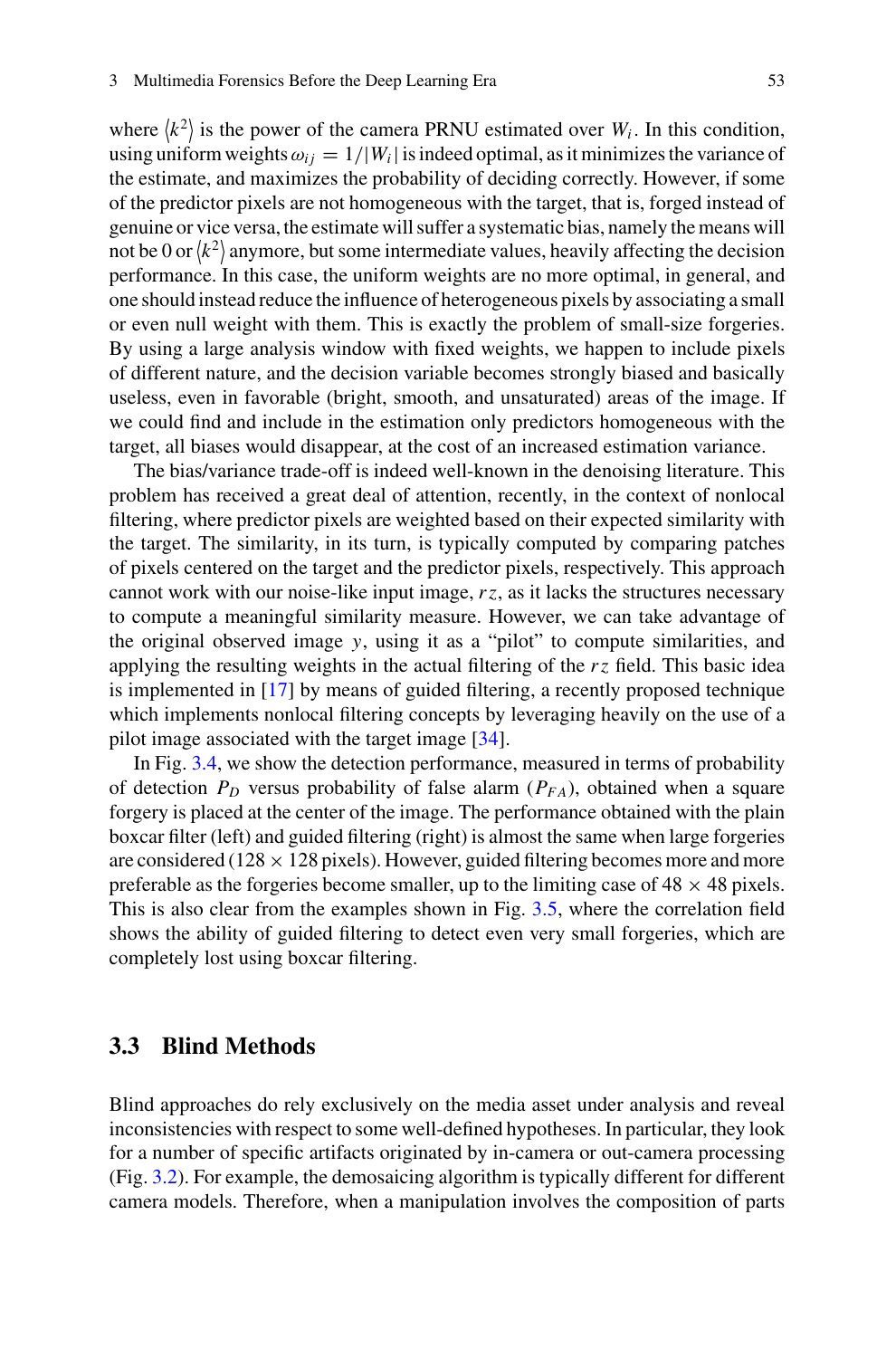where $\langle k^2 \rangle$ is the power of the camera PRNU estimated over $W_i$. In this condition, using uniform weights $\omega_{ij} = 1/|W_i|$ is indeed optimal, as it minimizes the variance of the estimate, and maximizes the probability of deciding correctly. However, if some of the predictor pixels are not homogeneous with the target, that is, forged instead of genuine or vice versa, the estimate will suffer a systematic bias, namely the means will not be 0 or $\langle k^2 \rangle$ anymore, but some intermediate values, heavily affecting the decision performance. In this case, the uniform weights are no more optimal, in general, and one should instead reduce the influence of heterogeneous pixels by associating a small or even null weight with them. This is exactly the problem of small-size forgeries. By using a large analysis window with fixed weights, we happen to include pixels of different nature, and the decision variable becomes strongly biased and basically useless, even in favorable (bright, smooth, and unsaturated) areas of the image. If we could find and include in the estimation only predictors homogeneous with the target, all biases would disappear, at the cost of an increased estimation variance.

The bias/variance trade-off is indeed well-known in the denoising literature. This problem has received a great deal of attention, recently, in the context of nonlocal filtering, where predictor pixels are weighted based on their expected similarity with the target. The similarity, in its turn, is typically computed by comparing patches of pixels centered on the target and the predictor pixels, respectively. This approach cannot work with our noise-like input image, $rz$, as it lacks the structures necessary to compute a meaningful similarity measure. However, we can take advantage of the original observed image $y$, using it as a "pilot" to compute similarities, and applying the resulting weights in the actual filtering of the $rz$ field. This basic idea is implemented in [17] by means of guided filtering, a recently proposed technique which implements nonlocal filtering concepts by leveraging heavily on the use of a pilot image associated with the target image [34].

In Fig. 3.4, we show the detection performance, measured in terms of probability of detection $P_D$ versus probability of false alarm ($P_{FA}$), obtained when a square forgery is placed at the center of the image. The performance obtained with the plain boxcar filter (left) and guided filtering (right) is almost the same when large forgeries are considered ($128 \times 128$ pixels). However, guided filtering becomes more and more preferable as the forgeries become smaller, up to the limiting case of $48 \times 48$ pixels. This is also clear from the examples shown in Fig. 3.5, where the correlation field shows the ability of guided filtering to detect even very small forgeries, which are completely lost using boxcar filtering.

## 3.3 Blind Methods

Blind approaches do rely exclusively on the media asset under analysis and reveal inconsistencies with respect to some well-defined hypotheses. In particular, they look for a number of specific artifacts originated by in-camera or out-camera processing (Fig. 3.2). For example, the demosaicing algorithm is typically different for different camera models. Therefore, when a manipulation involves the composition of parts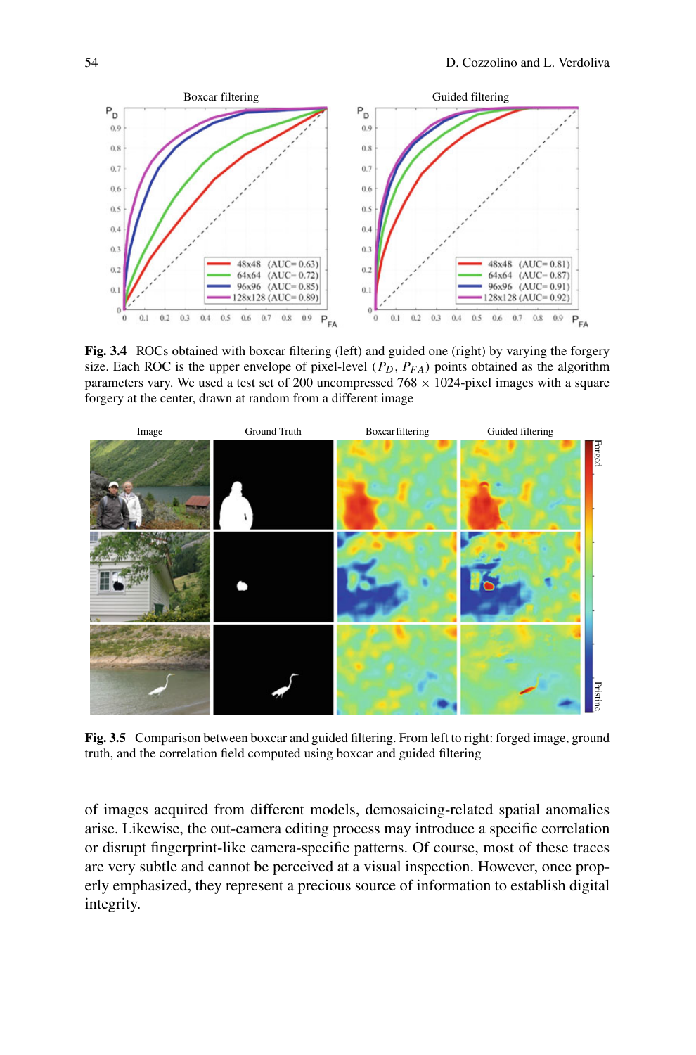**Fig. 3.4** ROCs obtained with boxcar filtering (left) and guided one (right) by varying the forgery size. Each ROC is the upper envelope of pixel-level ($P_D$, $P_{FA}$) points obtained as the algorithm parameters vary. We used a test set of 200 uncompressed 768 × 1024-pixel images with a square forgery at the center, drawn at random from a different image

**Fig. 3.5** Comparison between boxcar and guided filtering. From left to right: forged image, ground truth, and the correlation field computed using boxcar and guided filtering

of images acquired from different models, demosaicing-related spatial anomalies arise. Likewise, the out-camera editing process may introduce a specific correlation or disrupt fingerprint-like camera-specific patterns. Of course, most of these traces are very subtle and cannot be perceived at a visual inspection. However, once properly emphasized, they represent a precious source of information to establish digital integrity.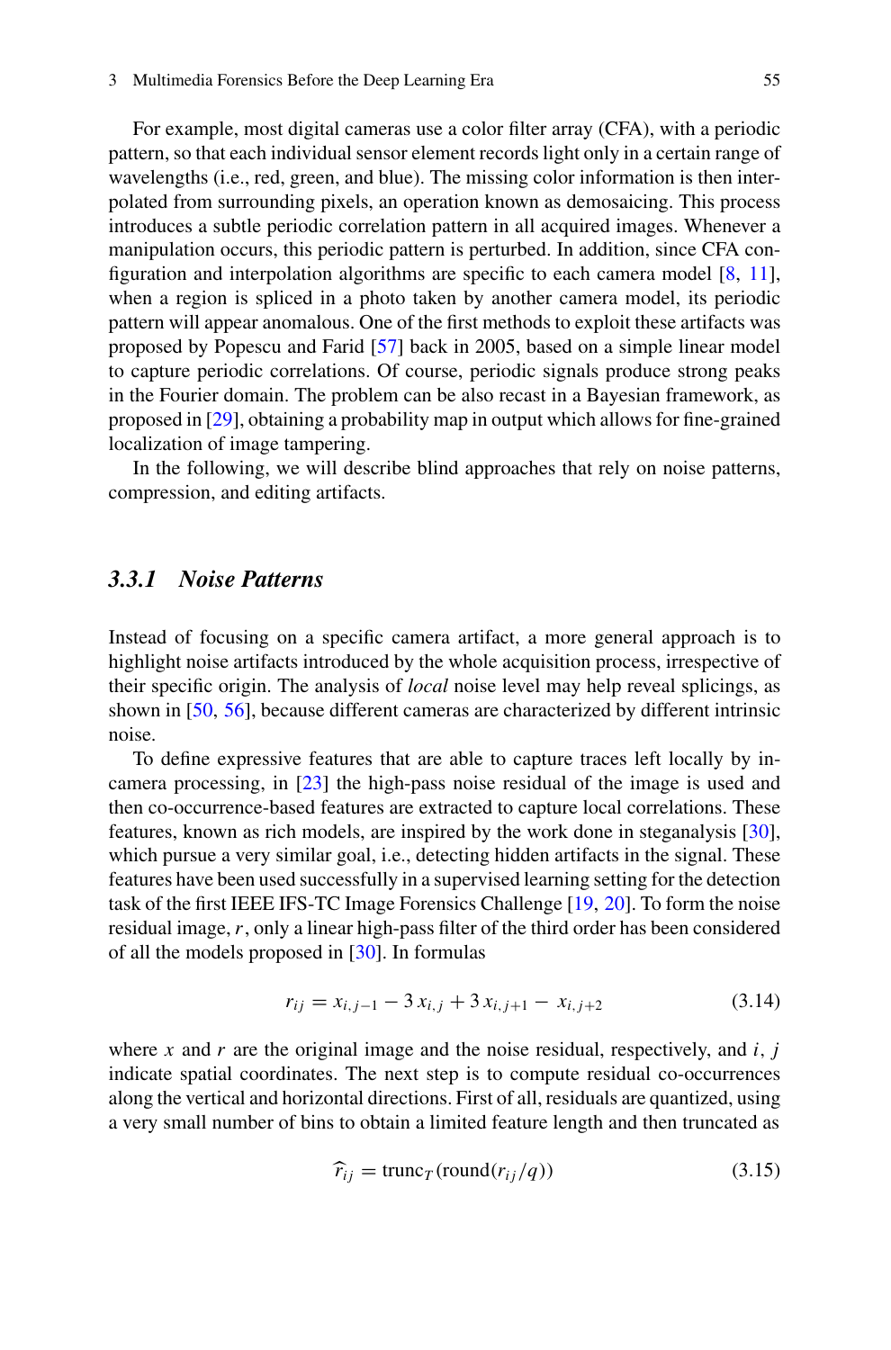For example, most digital cameras use a color filter array (CFA), with a periodic pattern, so that each individual sensor element records light only in a certain range of wavelengths (i.e., red, green, and blue). The missing color information is then interpolated from surrounding pixels, an operation known as demosaicing. This process introduces a subtle periodic correlation pattern in all acquired images. Whenever a manipulation occurs, this periodic pattern is perturbed. In addition, since CFA configuration and interpolation algorithms are specific to each camera model [8, 11], when a region is spliced in a photo taken by another camera model, its periodic pattern will appear anomalous. One of the first methods to exploit these artifacts was proposed by Popescu and Farid [57] back in 2005, based on a simple linear model to capture periodic correlations. Of course, periodic signals produce strong peaks in the Fourier domain. The problem can be also recast in a Bayesian framework, as proposed in [29], obtaining a probability map in output which allows for fine-grained localization of image tampering.

In the following, we will describe blind approaches that rely on noise patterns, compression, and editing artifacts.

### 3.3.1 Noise Patterns

Instead of focusing on a specific camera artifact, a more general approach is to highlight noise artifacts introduced by the whole acquisition process, irrespective of their specific origin. The analysis of *local* noise level may help reveal splicings, as shown in [50, 56], because different cameras are characterized by different intrinsic noise.

To define expressive features that are able to capture traces left locally by in-camera processing, in [23] the high-pass noise residual of the image is used and then co-occurrence-based features are extracted to capture local correlations. These features, known as rich models, are inspired by the work done in steganalysis [30], which pursue a very similar goal, i.e., detecting hidden artifacts in the signal. These features have been used successfully in a supervised learning setting for the detection task of the first IEEE IFS-TC Image Forensics Challenge [19, 20]. To form the noise residual image, $r$, only a linear high-pass filter of the third order has been considered of all the models proposed in [30]. In formulas

$$r_{ij} = x_{i,j-1} - 3\,x_{i,j} + 3\,x_{i,j+1} - x_{i,j+2} \tag{3.14}$$

where $x$ and $r$ are the original image and the noise residual, respectively, and $i$, $j$ indicate spatial coordinates. The next step is to compute residual co-occurrences along the vertical and horizontal directions. First of all, residuals are quantized, using a very small number of bins to obtain a limited feature length and then truncated as

$$\widehat{r}_{ij} = \text{trunc}_T(\text{round}(r_{ij}/q)) \tag{3.15}$$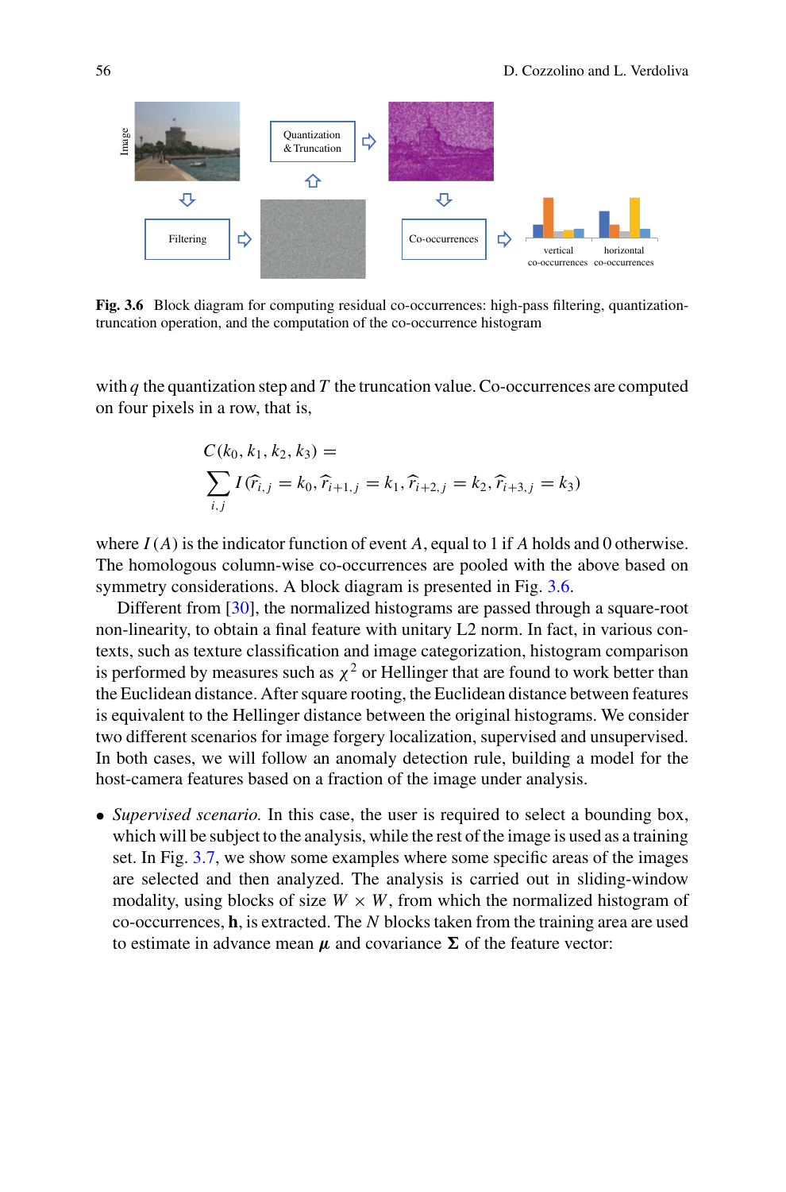**Fig. 3.6** Block diagram for computing residual co-occurrences: high-pass filtering, quantization-truncation operation, and the computation of the co-occurrence histogram

with $q$ the quantization step and $T$ the truncation value. Co-occurrences are computed on four pixels in a row, that is,

$$C(k_0, k_1, k_2, k_3) = \sum_{i,j} I(\widehat{r}_{i,j} = k_0, \widehat{r}_{i+1,j} = k_1, \widehat{r}_{i+2,j} = k_2, \widehat{r}_{i+3,j} = k_3)$$

where $I(A)$ is the indicator function of event $A$, equal to 1 if $A$ holds and 0 otherwise. The homologous column-wise co-occurrences are pooled with the above based on symmetry considerations. A block diagram is presented in Fig. 3.6.

Different from [30], the normalized histograms are passed through a square-root non-linearity, to obtain a final feature with unitary L2 norm. In fact, in various contexts, such as texture classification and image categorization, histogram comparison is performed by measures such as $\chi^2$ or Hellinger that are found to work better than the Euclidean distance. After square rooting, the Euclidean distance between features is equivalent to the Hellinger distance between the original histograms. We consider two different scenarios for image forgery localization, supervised and unsupervised. In both cases, we will follow an anomaly detection rule, building a model for the host-camera features based on a fraction of the image under analysis.

- *Supervised scenario.* In this case, the user is required to select a bounding box, which will be subject to the analysis, while the rest of the image is used as a training set. In Fig. 3.7, we show some examples where some specific areas of the images are selected and then analyzed. The analysis is carried out in sliding-window modality, using blocks of size $W \times W$, from which the normalized histogram of co-occurrences, $\mathbf{h}$, is extracted. The $N$ blocks taken from the training area are used to estimate in advance mean $\boldsymbol{\mu}$ and covariance $\boldsymbol{\Sigma}$ of the feature vector: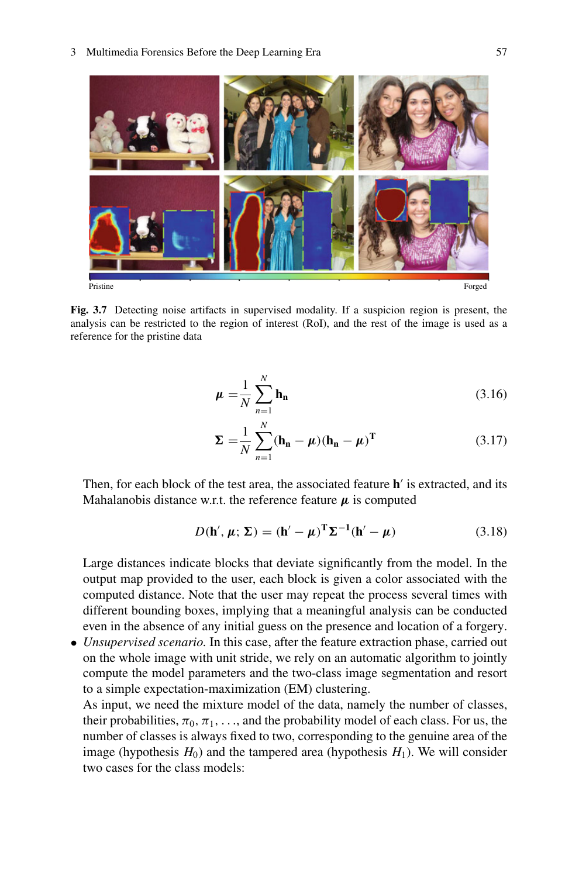Pristine Forged

**Fig. 3.7** Detecting noise artifacts in supervised modality. If a suspicion region is present, the analysis can be restricted to the region of interest (RoI), and the rest of the image is used as a reference for the pristine data

$$\boldsymbol{\mu} = \frac{1}{N}\sum_{n=1}^{N} \mathbf{h_n} \tag{3.16}$$

$$\boldsymbol{\Sigma} = \frac{1}{N}\sum_{n=1}^{N} (\mathbf{h_n} - \boldsymbol{\mu})(\mathbf{h_n} - \boldsymbol{\mu})^{\mathbf{T}} \tag{3.17}$$

Then, for each block of the test area, the associated feature $\mathbf{h}'$ is extracted, and its Mahalanobis distance w.r.t. the reference feature $\boldsymbol{\mu}$ is computed

$$D(\mathbf{h}', \boldsymbol{\mu}; \boldsymbol{\Sigma}) = (\mathbf{h}' - \boldsymbol{\mu})^{\mathbf{T}} \boldsymbol{\Sigma}^{-1} (\mathbf{h}' - \boldsymbol{\mu}) \tag{3.18}$$

Large distances indicate blocks that deviate significantly from the model. In the output map provided to the user, each block is given a color associated with the computed distance. Note that the user may repeat the process several times with different bounding boxes, implying that a meaningful analysis can be conducted even in the absence of any initial guess on the presence and location of a forgery.

- *Unsupervised scenario.* In this case, after the feature extraction phase, carried out on the whole image with unit stride, we rely on an automatic algorithm to jointly compute the model parameters and the two-class image segmentation and resort to a simple expectation-maximization (EM) clustering.

  As input, we need the mixture model of the data, namely the number of classes, their probabilities, $\pi_0, \pi_1, \ldots$, and the probability model of each class. For us, the number of classes is always fixed to two, corresponding to the genuine area of the image (hypothesis $H_0$) and the tampered area (hypothesis $H_1$). We will consider two cases for the class models: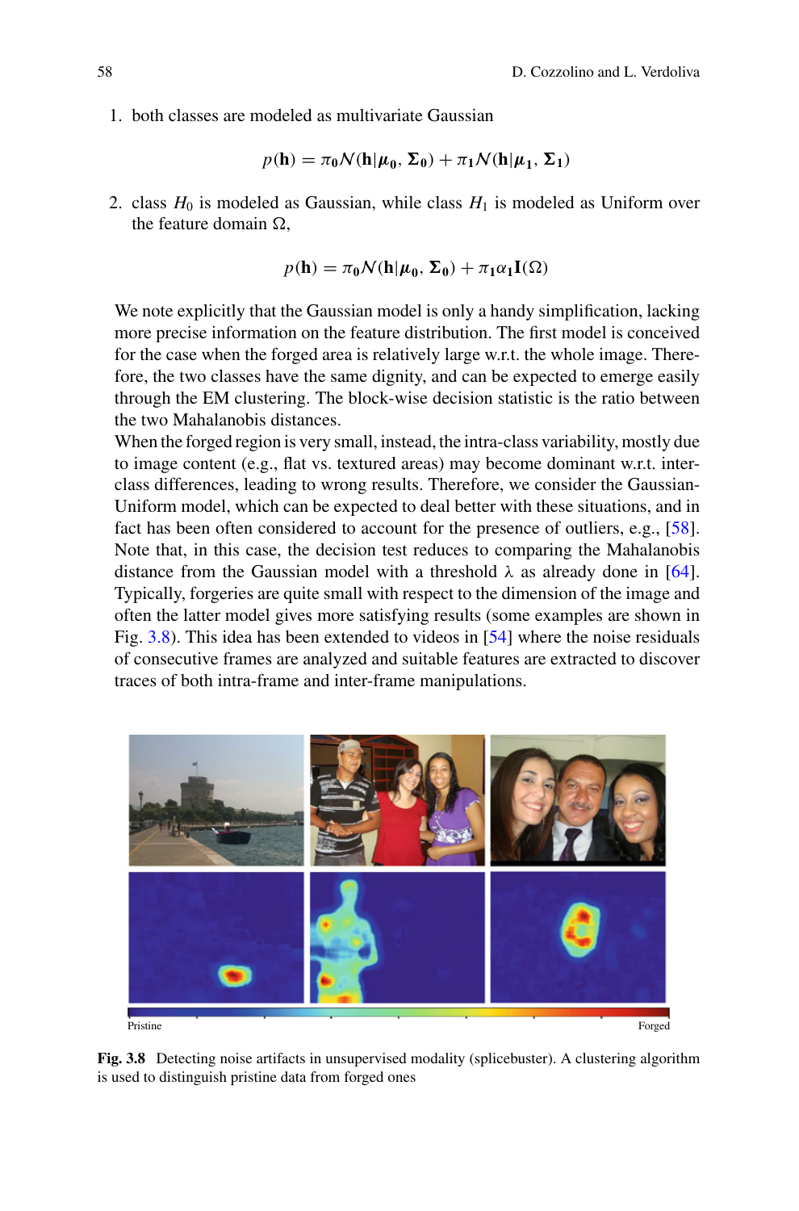1. both classes are modeled as multivariate Gaussian

$$p(\mathbf{h}) = \pi_0 \mathcal{N}(\mathbf{h}|\boldsymbol{\mu}_0, \boldsymbol{\Sigma}_0) + \pi_1 \mathcal{N}(\mathbf{h}|\boldsymbol{\mu}_1, \boldsymbol{\Sigma}_1)$$

2. class $H_0$ is modeled as Gaussian, while class $H_1$ is modeled as Uniform over the feature domain $\Omega$,

$$p(\mathbf{h}) = \pi_0 \mathcal{N}(\mathbf{h}|\boldsymbol{\mu}_0, \boldsymbol{\Sigma}_0) + \pi_1 \alpha_1 \mathbf{I}(\Omega)$$

We note explicitly that the Gaussian model is only a handy simplification, lacking more precise information on the feature distribution. The first model is conceived for the case when the forged area is relatively large w.r.t. the whole image. Therefore, the two classes have the same dignity, and can be expected to emerge easily through the EM clustering. The block-wise decision statistic is the ratio between the two Mahalanobis distances.

When the forged region is very small, instead, the intra-class variability, mostly due to image content (e.g., flat vs. textured areas) may become dominant w.r.t. inter-class differences, leading to wrong results. Therefore, we consider the Gaussian-Uniform model, which can be expected to deal better with these situations, and in fact has been often considered to account for the presence of outliers, e.g., [58]. Note that, in this case, the decision test reduces to comparing the Mahalanobis distance from the Gaussian model with a threshold $\lambda$ as already done in [64]. Typically, forgeries are quite small with respect to the dimension of the image and often the latter model gives more satisfying results (some examples are shown in Fig. 3.8). This idea has been extended to videos in [54] where the noise residuals of consecutive frames are analyzed and suitable features are extracted to discover traces of both intra-frame and inter-frame manipulations.

Pristine — Forged

**Fig. 3.8** Detecting noise artifacts in unsupervised modality (splicebuster). A clustering algorithm is used to distinguish pristine data from forged ones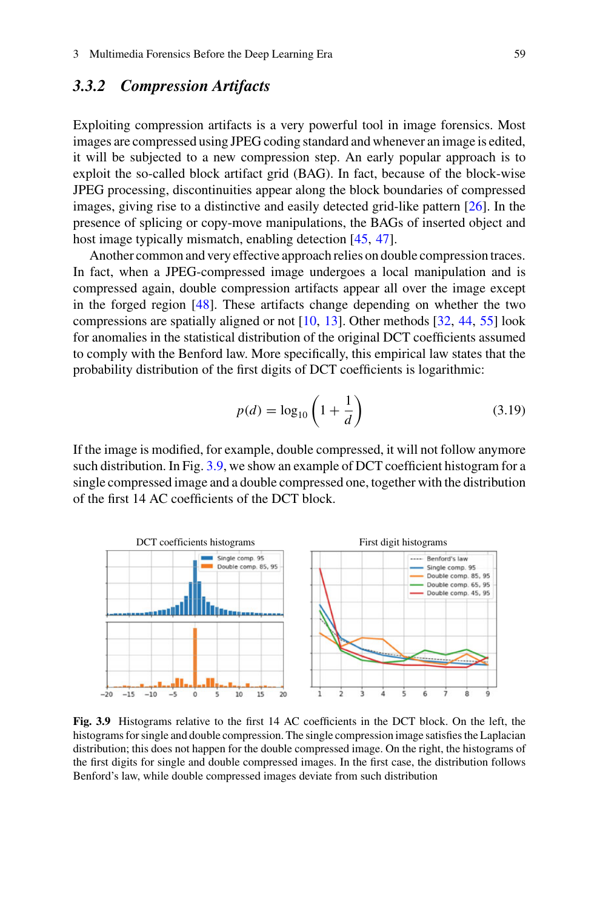### 3.3.2 *Compression Artifacts*

Exploiting compression artifacts is a very powerful tool in image forensics. Most images are compressed using JPEG coding standard and whenever an image is edited, it will be subjected to a new compression step. An early popular approach is to exploit the so-called block artifact grid (BAG). In fact, because of the block-wise JPEG processing, discontinuities appear along the block boundaries of compressed images, giving rise to a distinctive and easily detected grid-like pattern [26]. In the presence of splicing or copy-move manipulations, the BAGs of inserted object and host image typically mismatch, enabling detection [45, 47].

Another common and very effective approach relies on double compression traces. In fact, when a JPEG-compressed image undergoes a local manipulation and is compressed again, double compression artifacts appear all over the image except in the forged region [48]. These artifacts change depending on whether the two compressions are spatially aligned or not [10, 13]. Other methods [32, 44, 55] look for anomalies in the statistical distribution of the original DCT coefficients assumed to comply with the Benford law. More specifically, this empirical law states that the probability distribution of the first digits of DCT coefficients is logarithmic:

$$p(d) = \log_{10}\left(1 + \frac{1}{d}\right) \tag{3.19}$$

If the image is modified, for example, double compressed, it will not follow anymore such distribution. In Fig. 3.9, we show an example of DCT coefficient histogram for a single compressed image and a double compressed one, together with the distribution of the first 14 AC coefficients of the DCT block.

**Fig. 3.9** Histograms relative to the first 14 AC coefficients in the DCT block. On the left, the histograms for single and double compression. The single compression image satisfies the Laplacian distribution; this does not happen for the double compressed image. On the right, the histograms of the first digits for single and double compressed images. In the first case, the distribution follows Benford's law, while double compressed images deviate from such distribution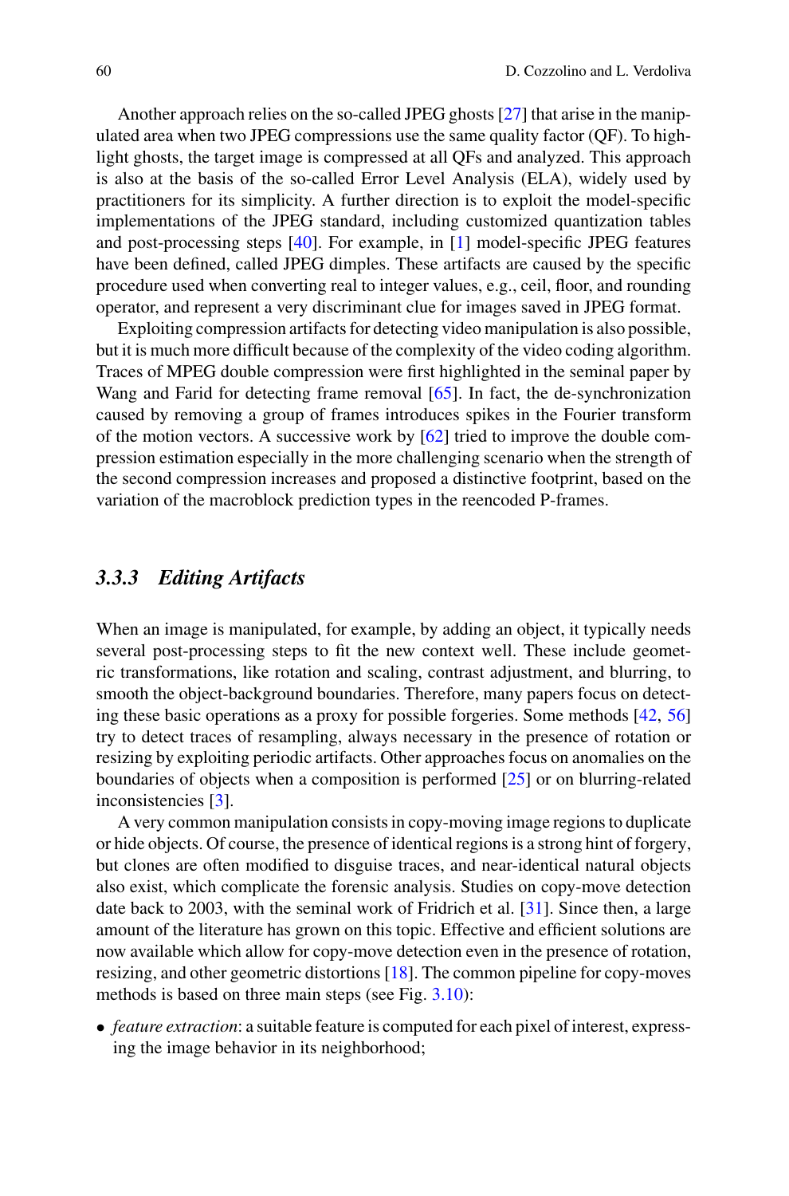Another approach relies on the so-called JPEG ghosts [27] that arise in the manipulated area when two JPEG compressions use the same quality factor (QF). To highlight ghosts, the target image is compressed at all QFs and analyzed. This approach is also at the basis of the so-called Error Level Analysis (ELA), widely used by practitioners for its simplicity. A further direction is to exploit the model-specific implementations of the JPEG standard, including customized quantization tables and post-processing steps [40]. For example, in [1] model-specific JPEG features have been defined, called JPEG dimples. These artifacts are caused by the specific procedure used when converting real to integer values, e.g., ceil, floor, and rounding operator, and represent a very discriminant clue for images saved in JPEG format.

Exploiting compression artifacts for detecting video manipulation is also possible, but it is much more difficult because of the complexity of the video coding algorithm. Traces of MPEG double compression were first highlighted in the seminal paper by Wang and Farid for detecting frame removal [65]. In fact, the de-synchronization caused by removing a group of frames introduces spikes in the Fourier transform of the motion vectors. A successive work by [62] tried to improve the double compression estimation especially in the more challenging scenario when the strength of the second compression increases and proposed a distinctive footprint, based on the variation of the macroblock prediction types in the reencoded P-frames.

### *3.3.3 Editing Artifacts*

When an image is manipulated, for example, by adding an object, it typically needs several post-processing steps to fit the new context well. These include geometric transformations, like rotation and scaling, contrast adjustment, and blurring, to smooth the object-background boundaries. Therefore, many papers focus on detecting these basic operations as a proxy for possible forgeries. Some methods [42, 56] try to detect traces of resampling, always necessary in the presence of rotation or resizing by exploiting periodic artifacts. Other approaches focus on anomalies on the boundaries of objects when a composition is performed [25] or on blurring-related inconsistencies [3].

A very common manipulation consists in copy-moving image regions to duplicate or hide objects. Of course, the presence of identical regions is a strong hint of forgery, but clones are often modified to disguise traces, and near-identical natural objects also exist, which complicate the forensic analysis. Studies on copy-move detection date back to 2003, with the seminal work of Fridrich et al. [31]. Since then, a large amount of the literature has grown on this topic. Effective and efficient solutions are now available which allow for copy-move detection even in the presence of rotation, resizing, and other geometric distortions [18]. The common pipeline for copy-moves methods is based on three main steps (see Fig. 3.10):

- *feature extraction*: a suitable feature is computed for each pixel of interest, expressing the image behavior in its neighborhood;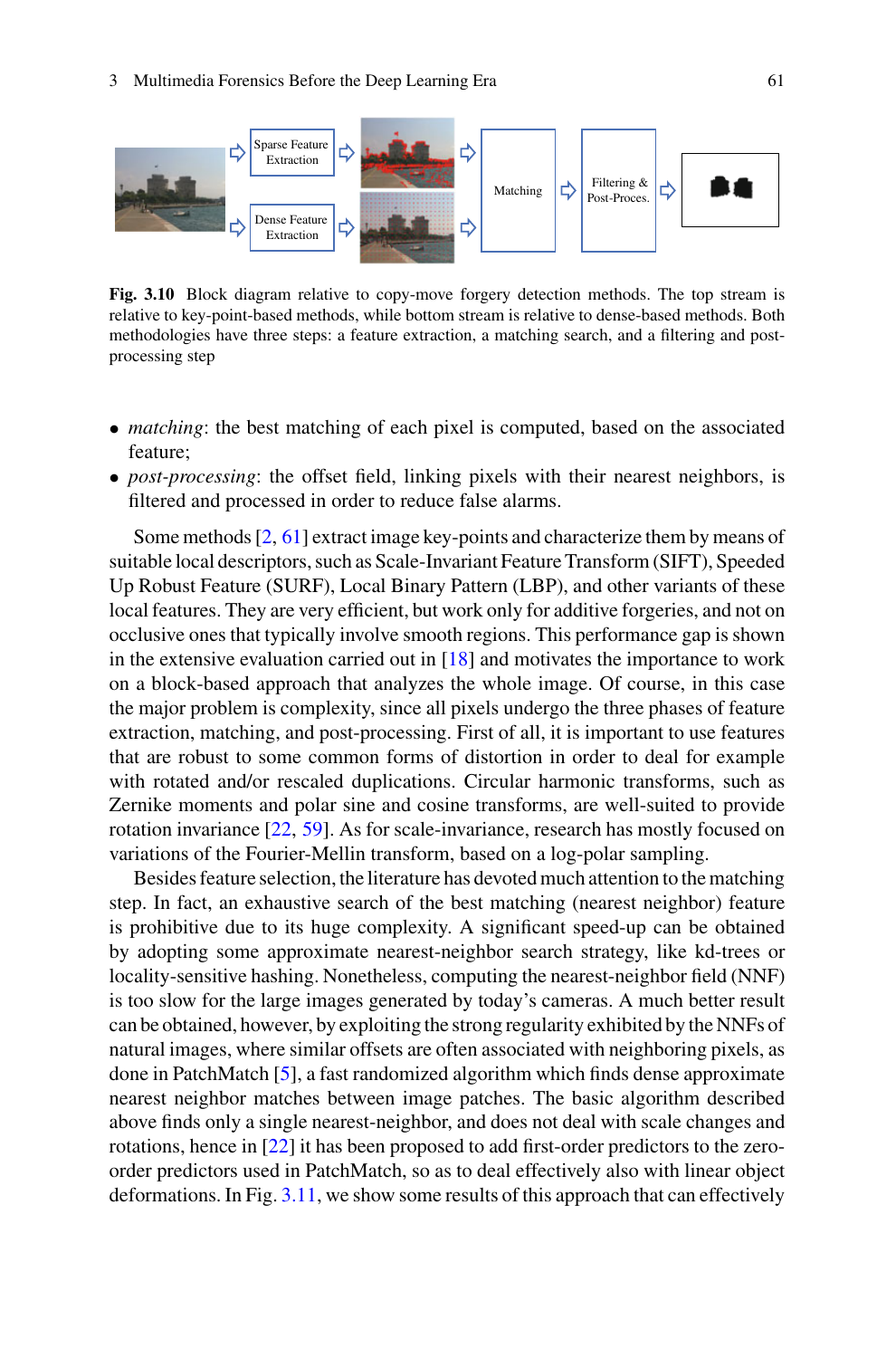**Fig. 3.10** Block diagram relative to copy-move forgery detection methods. The top stream is relative to key-point-based methods, while bottom stream is relative to dense-based methods. Both methodologies have three steps: a feature extraction, a matching search, and a filtering and post-processing step

- *matching*: the best matching of each pixel is computed, based on the associated feature;
- *post-processing*: the offset field, linking pixels with their nearest neighbors, is filtered and processed in order to reduce false alarms.

Some methods [2, 61] extract image key-points and characterize them by means of suitable local descriptors, such as Scale-Invariant Feature Transform (SIFT), Speeded Up Robust Feature (SURF), Local Binary Pattern (LBP), and other variants of these local features. They are very efficient, but work only for additive forgeries, and not on occlusive ones that typically involve smooth regions. This performance gap is shown in the extensive evaluation carried out in [18] and motivates the importance to work on a block-based approach that analyzes the whole image. Of course, in this case the major problem is complexity, since all pixels undergo the three phases of feature extraction, matching, and post-processing. First of all, it is important to use features that are robust to some common forms of distortion in order to deal for example with rotated and/or rescaled duplications. Circular harmonic transforms, such as Zernike moments and polar sine and cosine transforms, are well-suited to provide rotation invariance [22, 59]. As for scale-invariance, research has mostly focused on variations of the Fourier-Mellin transform, based on a log-polar sampling.

Besides feature selection, the literature has devoted much attention to the matching step. In fact, an exhaustive search of the best matching (nearest neighbor) feature is prohibitive due to its huge complexity. A significant speed-up can be obtained by adopting some approximate nearest-neighbor search strategy, like kd-trees or locality-sensitive hashing. Nonetheless, computing the nearest-neighbor field (NNF) is too slow for the large images generated by today's cameras. A much better result can be obtained, however, by exploiting the strong regularity exhibited by the NNFs of natural images, where similar offsets are often associated with neighboring pixels, as done in PatchMatch [5], a fast randomized algorithm which finds dense approximate nearest neighbor matches between image patches. The basic algorithm described above finds only a single nearest-neighbor, and does not deal with scale changes and rotations, hence in [22] it has been proposed to add first-order predictors to the zero-order predictors used in PatchMatch, so as to deal effectively also with linear object deformations. In Fig. 3.11, we show some results of this approach that can effectively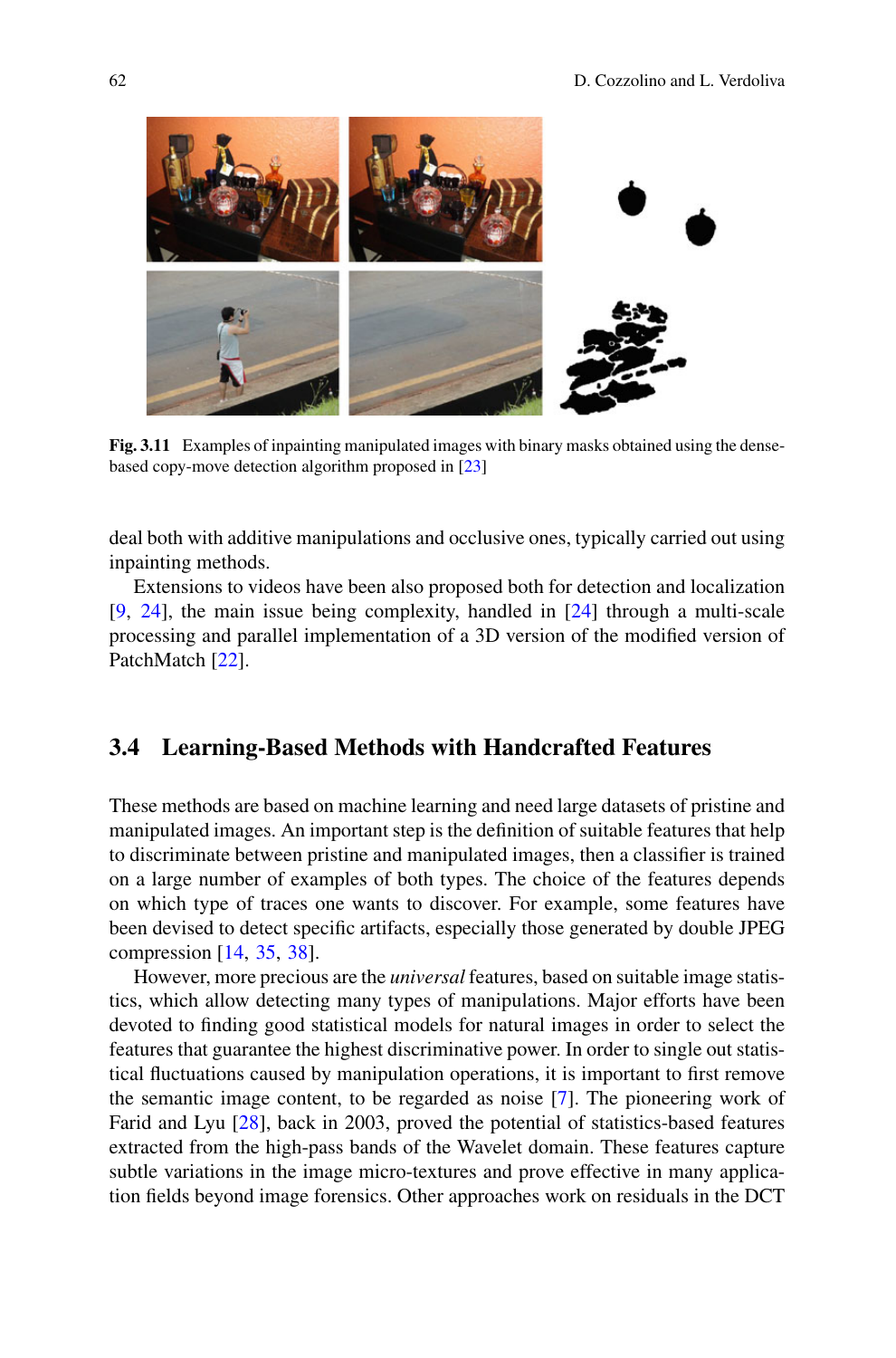Fig. 3.11 Examples of inpainting manipulated images with binary masks obtained using the dense-based copy-move detection algorithm proposed in [23]

deal both with additive manipulations and occlusive ones, typically carried out using inpainting methods.

Extensions to videos have been also proposed both for detection and localization [9, 24], the main issue being complexity, handled in [24] through a multi-scale processing and parallel implementation of a 3D version of the modified version of PatchMatch [22].

## 3.4 Learning-Based Methods with Handcrafted Features

These methods are based on machine learning and need large datasets of pristine and manipulated images. An important step is the definition of suitable features that help to discriminate between pristine and manipulated images, then a classifier is trained on a large number of examples of both types. The choice of the features depends on which type of traces one wants to discover. For example, some features have been devised to detect specific artifacts, especially those generated by double JPEG compression [14, 35, 38].

However, more precious are the *universal* features, based on suitable image statistics, which allow detecting many types of manipulations. Major efforts have been devoted to finding good statistical models for natural images in order to select the features that guarantee the highest discriminative power. In order to single out statistical fluctuations caused by manipulation operations, it is important to first remove the semantic image content, to be regarded as noise [7]. The pioneering work of Farid and Lyu [28], back in 2003, proved the potential of statistics-based features extracted from the high-pass bands of the Wavelet domain. These features capture subtle variations in the image micro-textures and prove effective in many application fields beyond image forensics. Other approaches work on residuals in the DCT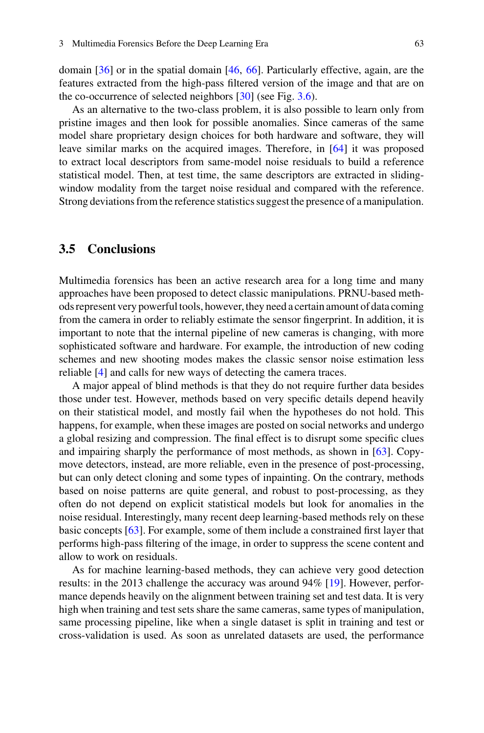domain [36] or in the spatial domain [46, 66]. Particularly effective, again, are the features extracted from the high-pass filtered version of the image and that are on the co-occurrence of selected neighbors [30] (see Fig. 3.6).

As an alternative to the two-class problem, it is also possible to learn only from pristine images and then look for possible anomalies. Since cameras of the same model share proprietary design choices for both hardware and software, they will leave similar marks on the acquired images. Therefore, in [64] it was proposed to extract local descriptors from same-model noise residuals to build a reference statistical model. Then, at test time, the same descriptors are extracted in sliding-window modality from the target noise residual and compared with the reference. Strong deviations from the reference statistics suggest the presence of a manipulation.

## 3.5 Conclusions

Multimedia forensics has been an active research area for a long time and many approaches have been proposed to detect classic manipulations. PRNU-based methods represent very powerful tools, however, they need a certain amount of data coming from the camera in order to reliably estimate the sensor fingerprint. In addition, it is important to note that the internal pipeline of new cameras is changing, with more sophisticated software and hardware. For example, the introduction of new coding schemes and new shooting modes makes the classic sensor noise estimation less reliable [4] and calls for new ways of detecting the camera traces.

A major appeal of blind methods is that they do not require further data besides those under test. However, methods based on very specific details depend heavily on their statistical model, and mostly fail when the hypotheses do not hold. This happens, for example, when these images are posted on social networks and undergo a global resizing and compression. The final effect is to disrupt some specific clues and impairing sharply the performance of most methods, as shown in [63]. Copy-move detectors, instead, are more reliable, even in the presence of post-processing, but can only detect cloning and some types of inpainting. On the contrary, methods based on noise patterns are quite general, and robust to post-processing, as they often do not depend on explicit statistical models but look for anomalies in the noise residual. Interestingly, many recent deep learning-based methods rely on these basic concepts [63]. For example, some of them include a constrained first layer that performs high-pass filtering of the image, in order to suppress the scene content and allow to work on residuals.

As for machine learning-based methods, they can achieve very good detection results: in the 2013 challenge the accuracy was around 94% [19]. However, performance depends heavily on the alignment between training set and test data. It is very high when training and test sets share the same cameras, same types of manipulation, same processing pipeline, like when a single dataset is split in training and test or cross-validation is used. As soon as unrelated datasets are used, the performance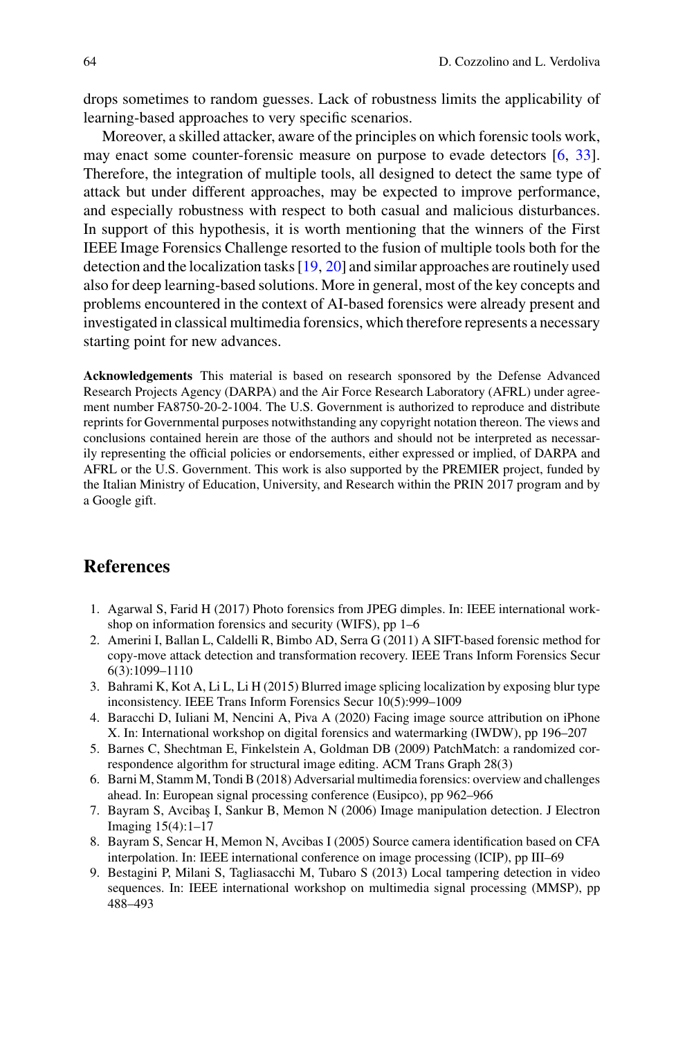drops sometimes to random guesses. Lack of robustness limits the applicability of learning-based approaches to very specific scenarios.

Moreover, a skilled attacker, aware of the principles on which forensic tools work, may enact some counter-forensic measure on purpose to evade detectors [6, 33]. Therefore, the integration of multiple tools, all designed to detect the same type of attack but under different approaches, may be expected to improve performance, and especially robustness with respect to both casual and malicious disturbances. In support of this hypothesis, it is worth mentioning that the winners of the First IEEE Image Forensics Challenge resorted to the fusion of multiple tools both for the detection and the localization tasks [19, 20] and similar approaches are routinely used also for deep learning-based solutions. More in general, most of the key concepts and problems encountered in the context of AI-based forensics were already present and investigated in classical multimedia forensics, which therefore represents a necessary starting point for new advances.

**Acknowledgements** This material is based on research sponsored by the Defense Advanced Research Projects Agency (DARPA) and the Air Force Research Laboratory (AFRL) under agreement number FA8750-20-2-1004. The U.S. Government is authorized to reproduce and distribute reprints for Governmental purposes notwithstanding any copyright notation thereon. The views and conclusions contained herein are those of the authors and should not be interpreted as necessarily representing the official policies or endorsements, either expressed or implied, of DARPA and AFRL or the U.S. Government. This work is also supported by the PREMIER project, funded by the Italian Ministry of Education, University, and Research within the PRIN 2017 program and by a Google gift.

## References

1. Agarwal S, Farid H (2017) Photo forensics from JPEG dimples. In: IEEE international workshop on information forensics and security (WIFS), pp 1–6
2. Amerini I, Ballan L, Caldelli R, Bimbo AD, Serra G (2011) A SIFT-based forensic method for copy-move attack detection and transformation recovery. IEEE Trans Inform Forensics Secur 6(3):1099–1110
3. Bahrami K, Kot A, Li L, Li H (2015) Blurred image splicing localization by exposing blur type inconsistency. IEEE Trans Inform Forensics Secur 10(5):999–1009
4. Baracchi D, Iuliani M, Nencini A, Piva A (2020) Facing image source attribution on iPhone X. In: International workshop on digital forensics and watermarking (IWDW), pp 196–207
5. Barnes C, Shechtman E, Finkelstein A, Goldman DB (2009) PatchMatch: a randomized correspondence algorithm for structural image editing. ACM Trans Graph 28(3)
6. Barni M, Stamm M, Tondi B (2018) Adversarial multimedia forensics: overview and challenges ahead. In: European signal processing conference (Eusipco), pp 962–966
7. Bayram S, Avcibaş I, Sankur B, Memon N (2006) Image manipulation detection. J Electron Imaging 15(4):1–17
8. Bayram S, Sencar H, Memon N, Avcibas I (2005) Source camera identification based on CFA interpolation. In: IEEE international conference on image processing (ICIP), pp III–69
9. Bestagini P, Milani S, Tagliasacchi M, Tubaro S (2013) Local tampering detection in video sequences. In: IEEE international workshop on multimedia signal processing (MMSP), pp 488–493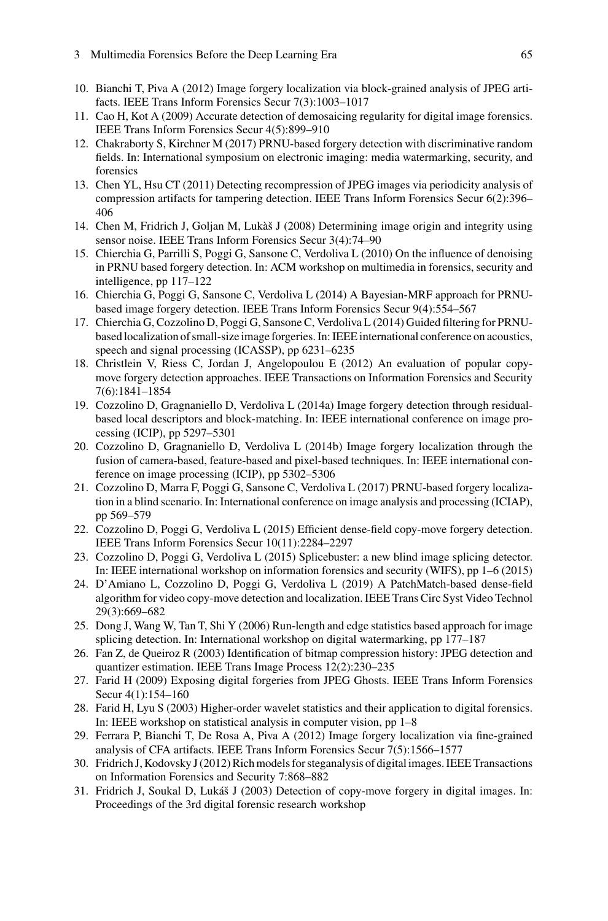10. Bianchi T, Piva A (2012) Image forgery localization via block-grained analysis of JPEG artifacts. IEEE Trans Inform Forensics Secur 7(3):1003–1017
11. Cao H, Kot A (2009) Accurate detection of demosaicing regularity for digital image forensics. IEEE Trans Inform Forensics Secur 4(5):899–910
12. Chakraborty S, Kirchner M (2017) PRNU-based forgery detection with discriminative random fields. In: International symposium on electronic imaging: media watermarking, security, and forensics
13. Chen YL, Hsu CT (2011) Detecting recompression of JPEG images via periodicity analysis of compression artifacts for tampering detection. IEEE Trans Inform Forensics Secur 6(2):396–406
14. Chen M, Fridrich J, Goljan M, Lukàš J (2008) Determining image origin and integrity using sensor noise. IEEE Trans Inform Forensics Secur 3(4):74–90
15. Chierchia G, Parrilli S, Poggi G, Sansone C, Verdoliva L (2010) On the influence of denoising in PRNU based forgery detection. In: ACM workshop on multimedia in forensics, security and intelligence, pp 117–122
16. Chierchia G, Poggi G, Sansone C, Verdoliva L (2014) A Bayesian-MRF approach for PRNU-based image forgery detection. IEEE Trans Inform Forensics Secur 9(4):554–567
17. Chierchia G, Cozzolino D, Poggi G, Sansone C, Verdoliva L (2014) Guided filtering for PRNU-based localization of small-size image forgeries. In: IEEE international conference on acoustics, speech and signal processing (ICASSP), pp 6231–6235
18. Christlein V, Riess C, Jordan J, Angelopoulou E (2012) An evaluation of popular copy-move forgery detection approaches. IEEE Transactions on Information Forensics and Security 7(6):1841–1854
19. Cozzolino D, Gragnaniello D, Verdoliva L (2014a) Image forgery detection through residual-based local descriptors and block-matching. In: IEEE international conference on image processing (ICIP), pp 5297–5301
20. Cozzolino D, Gragnaniello D, Verdoliva L (2014b) Image forgery localization through the fusion of camera-based, feature-based and pixel-based techniques. In: IEEE international conference on image processing (ICIP), pp 5302–5306
21. Cozzolino D, Marra F, Poggi G, Sansone C, Verdoliva L (2017) PRNU-based forgery localization in a blind scenario. In: International conference on image analysis and processing (ICIAP), pp 569–579
22. Cozzolino D, Poggi G, Verdoliva L (2015) Efficient dense-field copy-move forgery detection. IEEE Trans Inform Forensics Secur 10(11):2284–2297
23. Cozzolino D, Poggi G, Verdoliva L (2015) Splicebuster: a new blind image splicing detector. In: IEEE international workshop on information forensics and security (WIFS), pp 1–6 (2015)
24. D'Amiano L, Cozzolino D, Poggi G, Verdoliva L (2019) A PatchMatch-based dense-field algorithm for video copy-move detection and localization. IEEE Trans Circ Syst Video Technol 29(3):669–682
25. Dong J, Wang W, Tan T, Shi Y (2006) Run-length and edge statistics based approach for image splicing detection. In: International workshop on digital watermarking, pp 177–187
26. Fan Z, de Queiroz R (2003) Identification of bitmap compression history: JPEG detection and quantizer estimation. IEEE Trans Image Process 12(2):230–235
27. Farid H (2009) Exposing digital forgeries from JPEG Ghosts. IEEE Trans Inform Forensics Secur 4(1):154–160
28. Farid H, Lyu S (2003) Higher-order wavelet statistics and their application to digital forensics. In: IEEE workshop on statistical analysis in computer vision, pp 1–8
29. Ferrara P, Bianchi T, De Rosa A, Piva A (2012) Image forgery localization via fine-grained analysis of CFA artifacts. IEEE Trans Inform Forensics Secur 7(5):1566–1577
30. Fridrich J, Kodovsky J (2012) Rich models for steganalysis of digital images. IEEE Transactions on Information Forensics and Security 7:868–882
31. Fridrich J, Soukal D, Lukáš J (2003) Detection of copy-move forgery in digital images. In: Proceedings of the 3rd digital forensic research workshop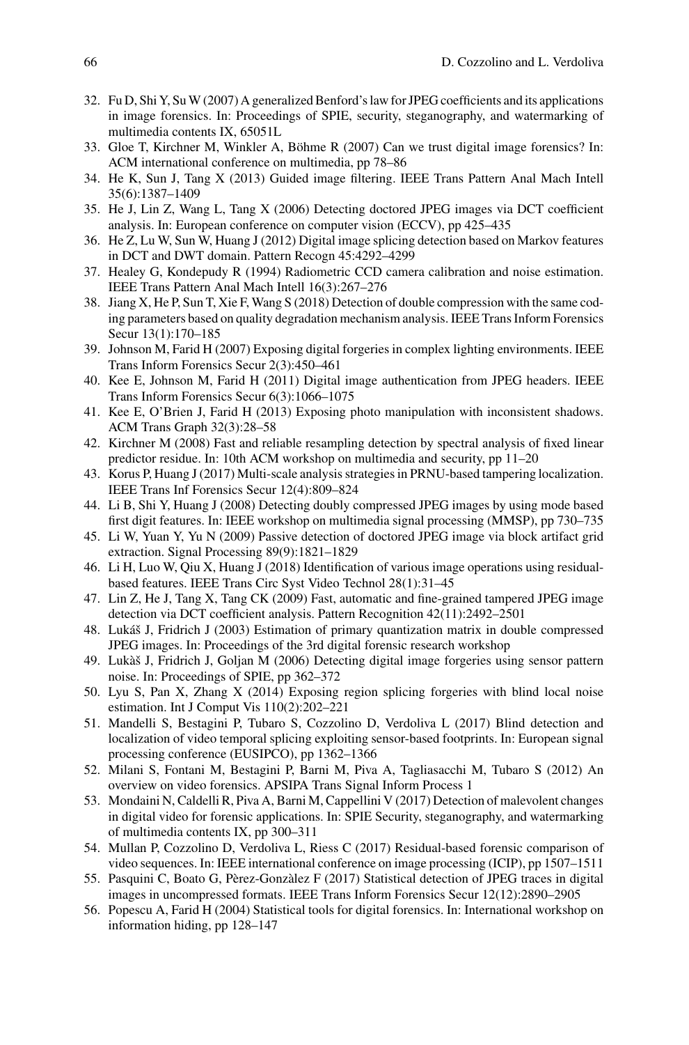32. Fu D, Shi Y, Su W (2007) A generalized Benford's law for JPEG coefficients and its applications in image forensics. In: Proceedings of SPIE, security, steganography, and watermarking of multimedia contents IX, 65051L
33. Gloe T, Kirchner M, Winkler A, Böhme R (2007) Can we trust digital image forensics? In: ACM international conference on multimedia, pp 78–86
34. He K, Sun J, Tang X (2013) Guided image filtering. IEEE Trans Pattern Anal Mach Intell 35(6):1387–1409
35. He J, Lin Z, Wang L, Tang X (2006) Detecting doctored JPEG images via DCT coefficient analysis. In: European conference on computer vision (ECCV), pp 425–435
36. He Z, Lu W, Sun W, Huang J (2012) Digital image splicing detection based on Markov features in DCT and DWT domain. Pattern Recogn 45:4292–4299
37. Healey G, Kondepudy R (1994) Radiometric CCD camera calibration and noise estimation. IEEE Trans Pattern Anal Mach Intell 16(3):267–276
38. Jiang X, He P, Sun T, Xie F, Wang S (2018) Detection of double compression with the same coding parameters based on quality degradation mechanism analysis. IEEE Trans Inform Forensics Secur 13(1):170–185
39. Johnson M, Farid H (2007) Exposing digital forgeries in complex lighting environments. IEEE Trans Inform Forensics Secur 2(3):450–461
40. Kee E, Johnson M, Farid H (2011) Digital image authentication from JPEG headers. IEEE Trans Inform Forensics Secur 6(3):1066–1075
41. Kee E, O'Brien J, Farid H (2013) Exposing photo manipulation with inconsistent shadows. ACM Trans Graph 32(3):28–58
42. Kirchner M (2008) Fast and reliable resampling detection by spectral analysis of fixed linear predictor residue. In: 10th ACM workshop on multimedia and security, pp 11–20
43. Korus P, Huang J (2017) Multi-scale analysis strategies in PRNU-based tampering localization. IEEE Trans Inf Forensics Secur 12(4):809–824
44. Li B, Shi Y, Huang J (2008) Detecting doubly compressed JPEG images by using mode based first digit features. In: IEEE workshop on multimedia signal processing (MMSP), pp 730–735
45. Li W, Yuan Y, Yu N (2009) Passive detection of doctored JPEG image via block artifact grid extraction. Signal Processing 89(9):1821–1829
46. Li H, Luo W, Qiu X, Huang J (2018) Identification of various image operations using residual-based features. IEEE Trans Circ Syst Video Technol 28(1):31–45
47. Lin Z, He J, Tang X, Tang CK (2009) Fast, automatic and fine-grained tampered JPEG image detection via DCT coefficient analysis. Pattern Recognition 42(11):2492–2501
48. Lukáš J, Fridrich J (2003) Estimation of primary quantization matrix in double compressed JPEG images. In: Proceedings of the 3rd digital forensic research workshop
49. Lukàš J, Fridrich J, Goljan M (2006) Detecting digital image forgeries using sensor pattern noise. In: Proceedings of SPIE, pp 362–372
50. Lyu S, Pan X, Zhang X (2014) Exposing region splicing forgeries with blind local noise estimation. Int J Comput Vis 110(2):202–221
51. Mandelli S, Bestagini P, Tubaro S, Cozzolino D, Verdoliva L (2017) Blind detection and localization of video temporal splicing exploiting sensor-based footprints. In: European signal processing conference (EUSIPCO), pp 1362–1366
52. Milani S, Fontani M, Bestagini P, Barni M, Piva A, Tagliasacchi M, Tubaro S (2012) An overview on video forensics. APSIPA Trans Signal Inform Process 1
53. Mondaini N, Caldelli R, Piva A, Barni M, Cappellini V (2017) Detection of malevolent changes in digital video for forensic applications. In: SPIE Security, steganography, and watermarking of multimedia contents IX, pp 300–311
54. Mullan P, Cozzolino D, Verdoliva L, Riess C (2017) Residual-based forensic comparison of video sequences. In: IEEE international conference on image processing (ICIP), pp 1507–1511
55. Pasquini C, Boato G, Pèrez-Gonzàlez F (2017) Statistical detection of JPEG traces in digital images in uncompressed formats. IEEE Trans Inform Forensics Secur 12(12):2890–2905
56. Popescu A, Farid H (2004) Statistical tools for digital forensics. In: International workshop on information hiding, pp 128–147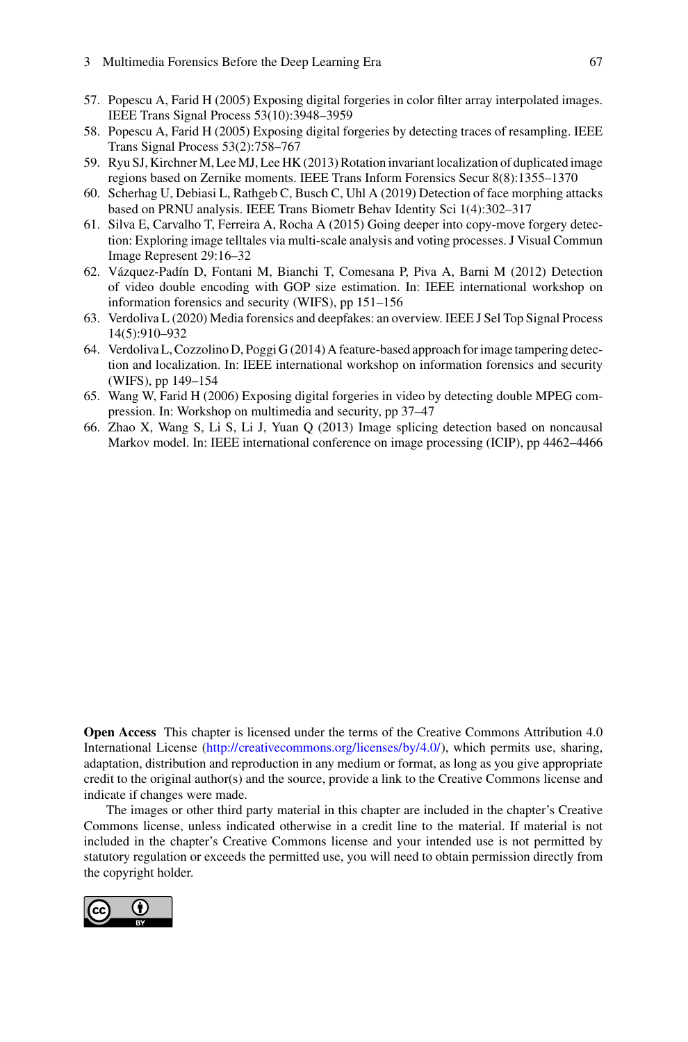57. Popescu A, Farid H (2005) Exposing digital forgeries in color filter array interpolated images. IEEE Trans Signal Process 53(10):3948–3959
58. Popescu A, Farid H (2005) Exposing digital forgeries by detecting traces of resampling. IEEE Trans Signal Process 53(2):758–767
59. Ryu SJ, Kirchner M, Lee MJ, Lee HK (2013) Rotation invariant localization of duplicated image regions based on Zernike moments. IEEE Trans Inform Forensics Secur 8(8):1355–1370
60. Scherhag U, Debiasi L, Rathgeb C, Busch C, Uhl A (2019) Detection of face morphing attacks based on PRNU analysis. IEEE Trans Biometr Behav Identity Sci 1(4):302–317
61. Silva E, Carvalho T, Ferreira A, Rocha A (2015) Going deeper into copy-move forgery detection: Exploring image telltales via multi-scale analysis and voting processes. J Visual Commun Image Represent 29:16–32
62. Vázquez-Padín D, Fontani M, Bianchi T, Comesana P, Piva A, Barni M (2012) Detection of video double encoding with GOP size estimation. In: IEEE international workshop on information forensics and security (WIFS), pp 151–156
63. Verdoliva L (2020) Media forensics and deepfakes: an overview. IEEE J Sel Top Signal Process 14(5):910–932
64. Verdoliva L, Cozzolino D, Poggi G (2014) A feature-based approach for image tampering detection and localization. In: IEEE international workshop on information forensics and security (WIFS), pp 149–154
65. Wang W, Farid H (2006) Exposing digital forgeries in video by detecting double MPEG compression. In: Workshop on multimedia and security, pp 37–47
66. Zhao X, Wang S, Li S, Li J, Yuan Q (2013) Image splicing detection based on noncausal Markov model. In: IEEE international conference on image processing (ICIP), pp 4462–4466

**Open Access** This chapter is licensed under the terms of the Creative Commons Attribution 4.0 International License (http://creativecommons.org/licenses/by/4.0/), which permits use, sharing, adaptation, distribution and reproduction in any medium or format, as long as you give appropriate credit to the original author(s) and the source, provide a link to the Creative Commons license and indicate if changes were made.

The images or other third party material in this chapter are included in the chapter's Creative Commons license, unless indicated otherwise in a credit line to the material. If material is not included in the chapter's Creative Commons license and your intended use is not permitted by statutory regulation or exceeds the permitted use, you will need to obtain permission directly from the copyright holder.